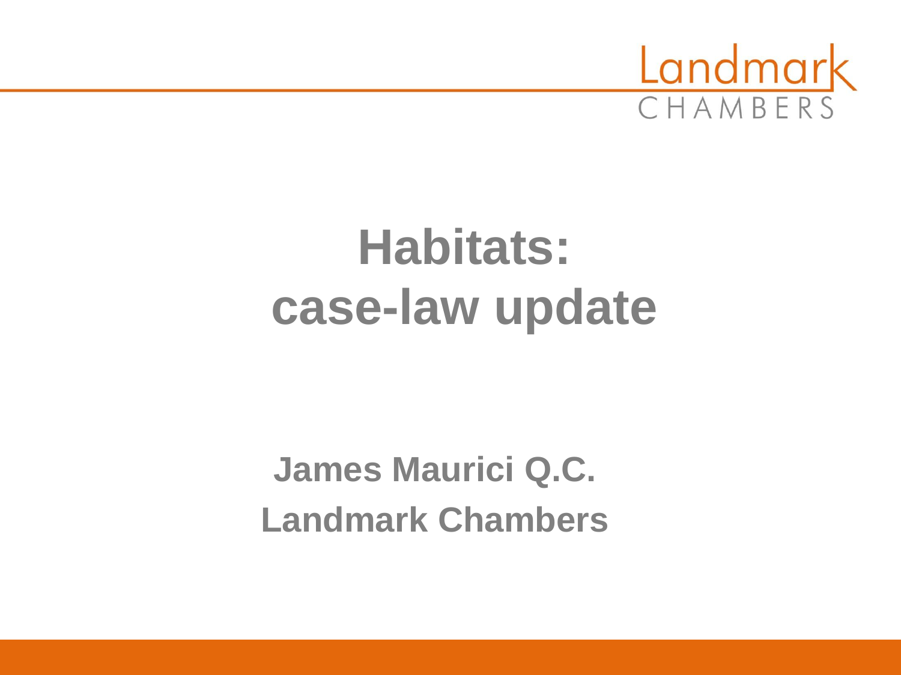# Habitats: case-law update

**James Maurici Q.C.**

**Landmark Chambers**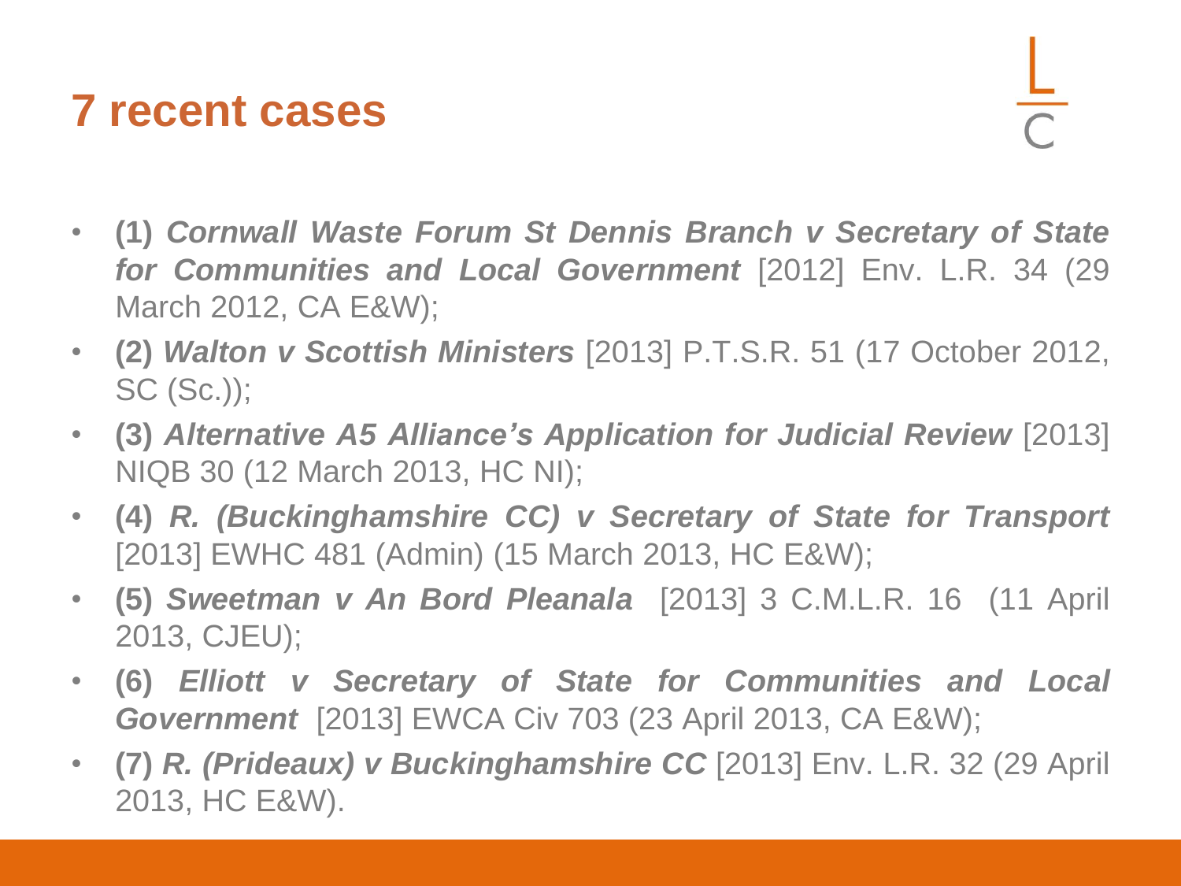# 7 recent cases

- **(1)** ***Cornwall Waste Forum St Dennis Branch v Secretary of State for Communities and Local Government*** [2012] Env. L.R. 34 (29 March 2012, CA E&W);
- **(2)** ***Walton v Scottish Ministers*** [2013] P.T.S.R. 51 (17 October 2012, SC (Sc.));
- **(3)** ***Alternative A5 Alliance's Application for Judicial Review*** [2013] NIQB 30 (12 March 2013, HC NI);
- **(4)** ***R. (Buckinghamshire CC) v Secretary of State for Transport*** [2013] EWHC 481 (Admin) (15 March 2013, HC E&W);
- **(5)** ***Sweetman v An Bord Pleanala*** [2013] 3 C.M.L.R. 16 (11 April 2013, CJEU);
- **(6)** ***Elliott v Secretary of State for Communities and Local Government*** [2013] EWCA Civ 703 (23 April 2013, CA E&W);
- **(7)** ***R. (Prideaux) v Buckinghamshire CC*** [2013] Env. L.R. 32 (29 April 2013, HC E&W).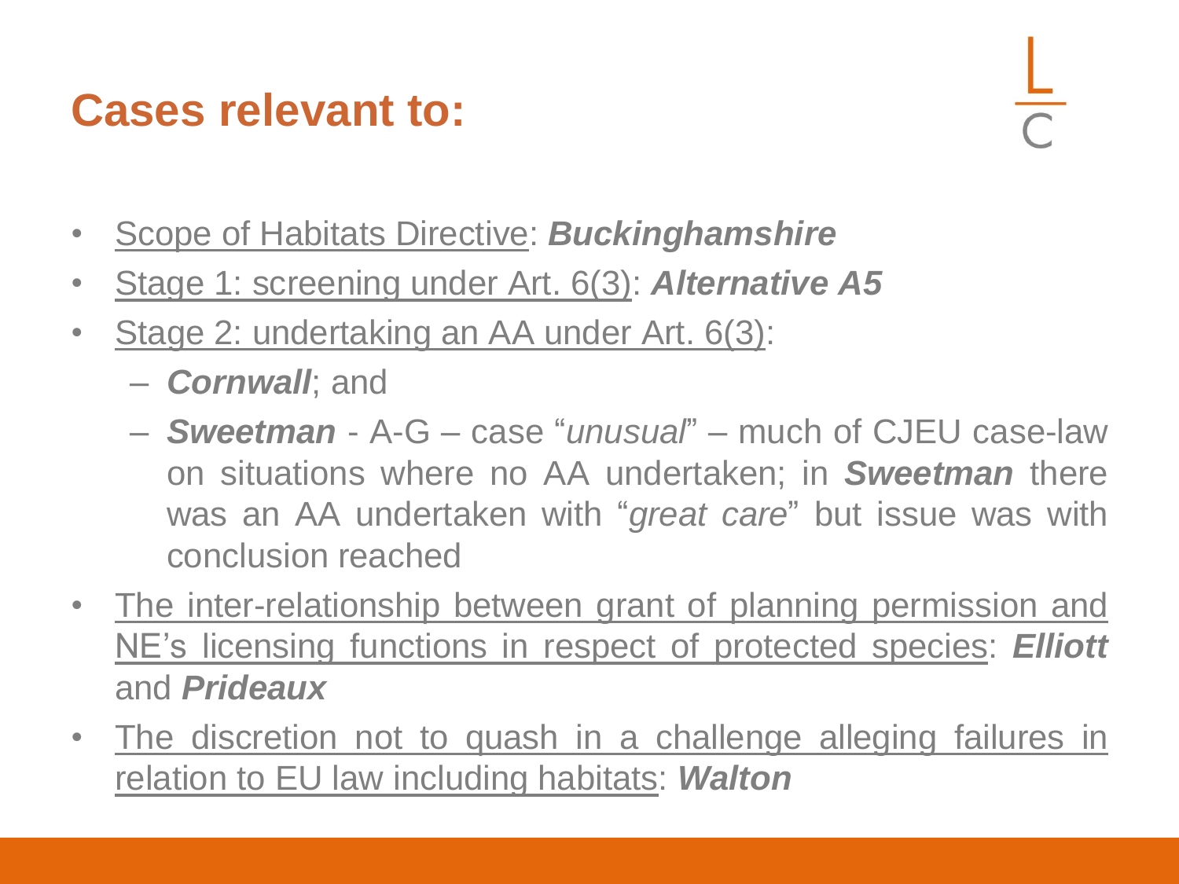# Cases relevant to:

- Scope of Habitats Directive: ***Buckinghamshire***
- Stage 1: screening under Art. 6(3): ***Alternative A5***
- Stage 2: undertaking an AA under Art. 6(3):
  - ***Cornwall***; and
  - ***Sweetman*** - A-G – case "*unusual*" – much of CJEU case-law on situations where no AA undertaken; in ***Sweetman*** there was an AA undertaken with "*great care*" but issue was with conclusion reached
- The inter-relationship between grant of planning permission and NE's licensing functions in respect of protected species: ***Elliott*** and ***Prideaux***
- The discretion not to quash in a challenge alleging failures in relation to EU law including habitats: ***Walton***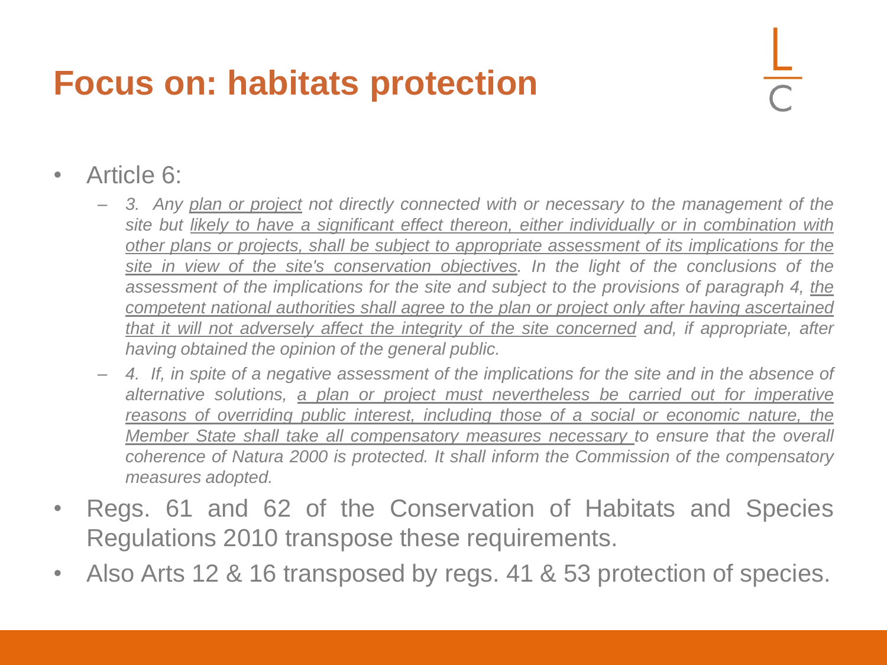# Focus on: habitats protection

- Article 6:
  - *3. Any plan or project not directly connected with or necessary to the management of the site but likely to have a significant effect thereon, either individually or in combination with other plans or projects, shall be subject to appropriate assessment of its implications for the site in view of the site's conservation objectives. In the light of the conclusions of the assessment of the implications for the site and subject to the provisions of paragraph 4, the competent national authorities shall agree to the plan or project only after having ascertained that it will not adversely affect the integrity of the site concerned and, if appropriate, after having obtained the opinion of the general public.*
  - *4. If, in spite of a negative assessment of the implications for the site and in the absence of alternative solutions, a plan or project must nevertheless be carried out for imperative reasons of overriding public interest, including those of a social or economic nature, the Member State shall take all compensatory measures necessary to ensure that the overall coherence of Natura 2000 is protected. It shall inform the Commission of the compensatory measures adopted.*
- Regs. 61 and 62 of the Conservation of Habitats and Species Regulations 2010 transpose these requirements.
- Also Arts 12 & 16 transposed by regs. 41 & 53 protection of species.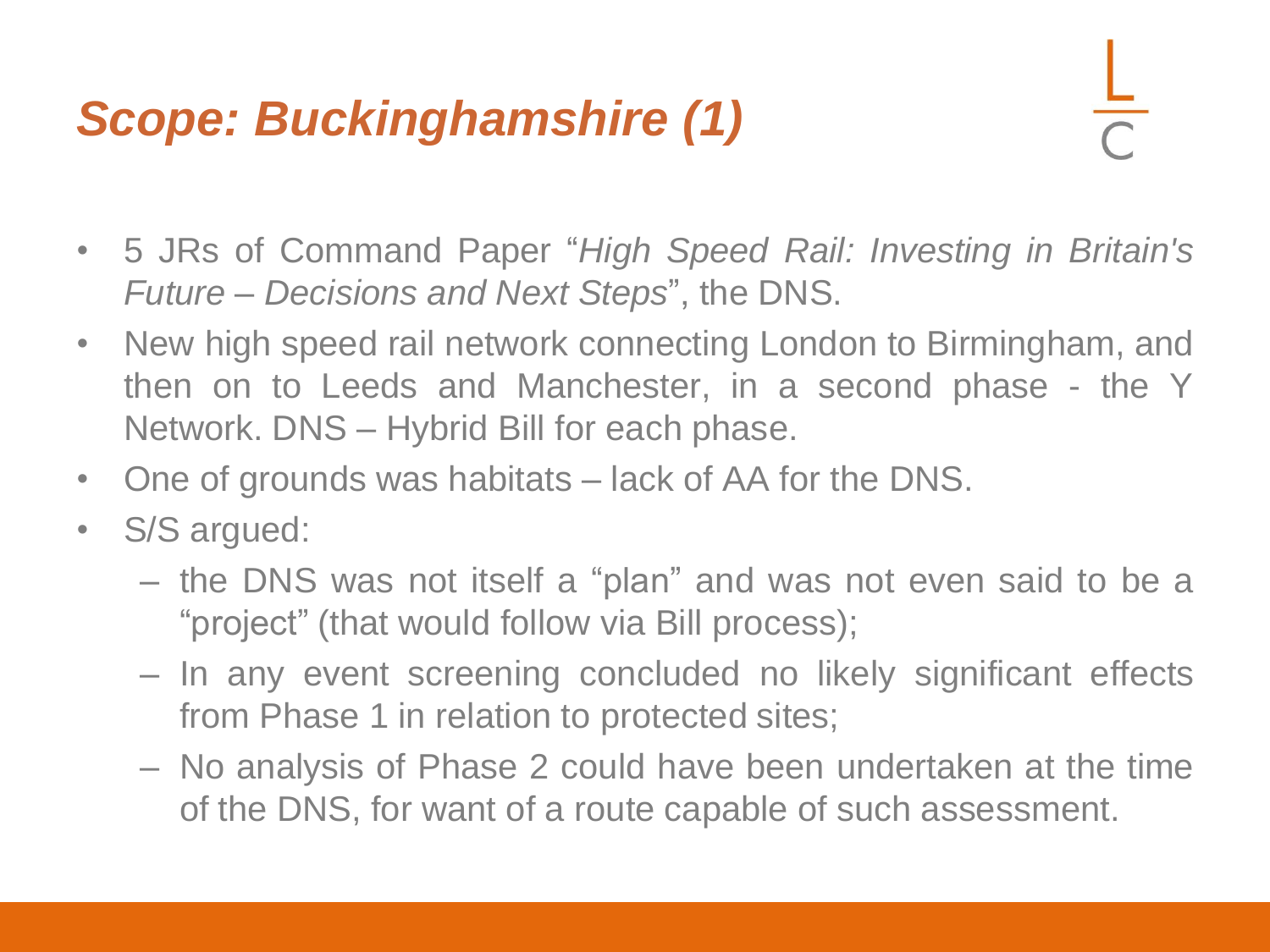# *Scope: Buckinghamshire (1)*

- 5 JRs of Command Paper "*High Speed Rail: Investing in Britain's Future – Decisions and Next Steps*", the DNS.
- New high speed rail network connecting London to Birmingham, and then on to Leeds and Manchester, in a second phase - the Y Network. DNS – Hybrid Bill for each phase.
- One of grounds was habitats – lack of AA for the DNS.
- S/S argued:
  - the DNS was not itself a "plan" and was not even said to be a "project" (that would follow via Bill process);
  - In any event screening concluded no likely significant effects from Phase 1 in relation to protected sites;
  - No analysis of Phase 2 could have been undertaken at the time of the DNS, for want of a route capable of such assessment.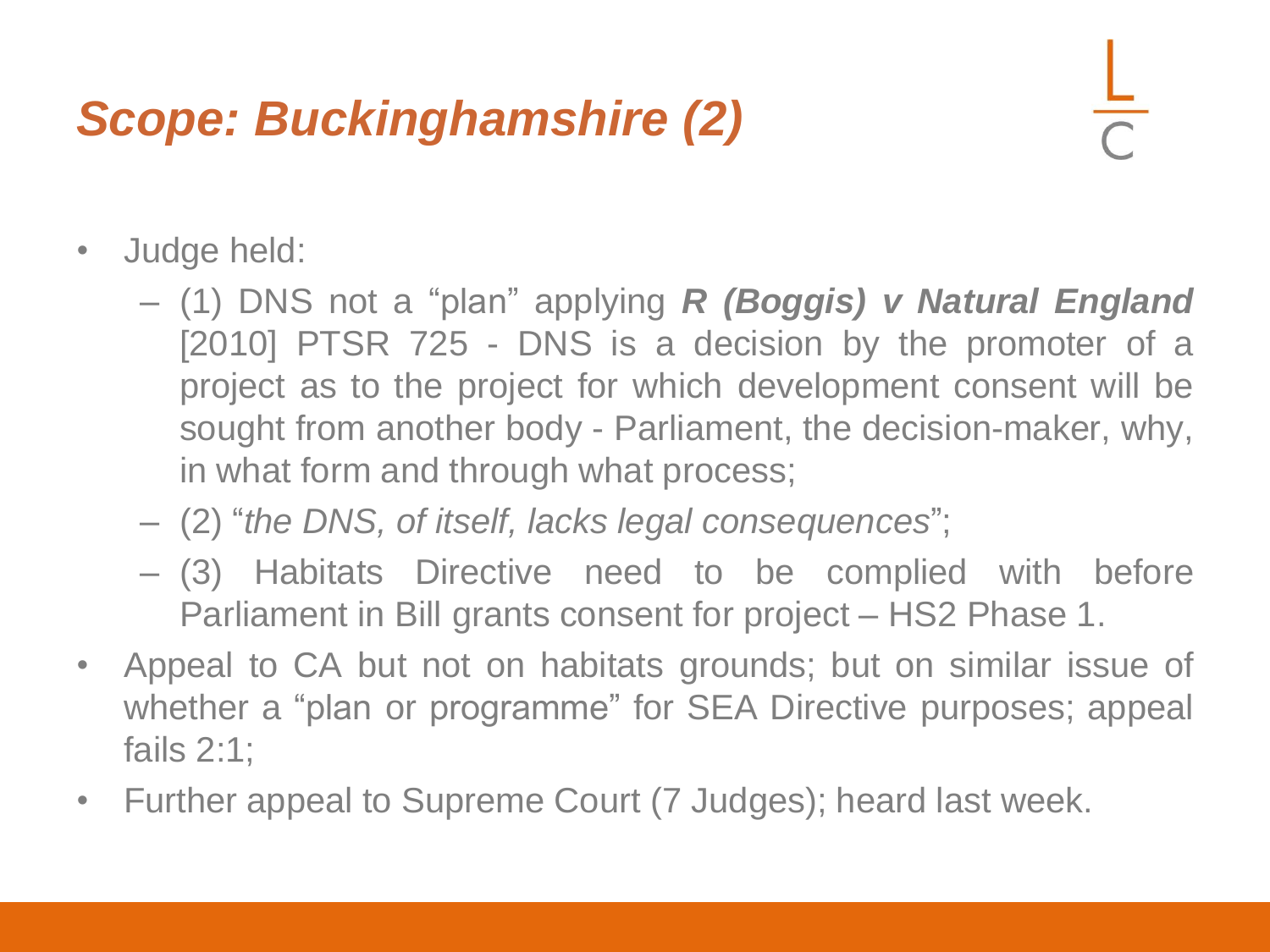# *Scope: Buckinghamshire (2)*

- Judge held:
  - (1) DNS not a "plan" applying ***R (Boggis) v Natural England*** [2010] PTSR 725 - DNS is a decision by the promoter of a project as to the project for which development consent will be sought from another body - Parliament, the decision-maker, why, in what form and through what process;
  - (2) "*the DNS, of itself, lacks legal consequences*";
  - (3) Habitats Directive need to be complied with before Parliament in Bill grants consent for project – HS2 Phase 1.
- Appeal to CA but not on habitats grounds; but on similar issue of whether a "plan or programme" for SEA Directive purposes; appeal fails 2:1;
- Further appeal to Supreme Court (7 Judges); heard last week.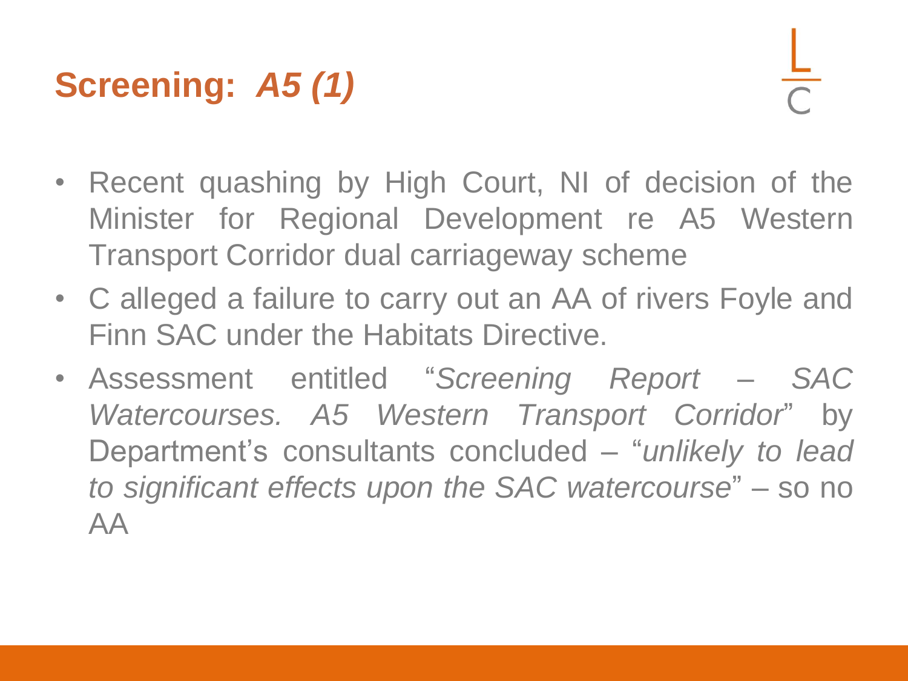## Screening: *A5 (1)*

- Recent quashing by High Court, NI of decision of the Minister for Regional Development re A5 Western Transport Corridor dual carriageway scheme
- C alleged a failure to carry out an AA of rivers Foyle and Finn SAC under the Habitats Directive.
- Assessment entitled "*Screening Report – SAC Watercourses. A5 Western Transport Corridor*" by Department's consultants concluded – "*unlikely to lead to significant effects upon the SAC watercourse*" – so no AA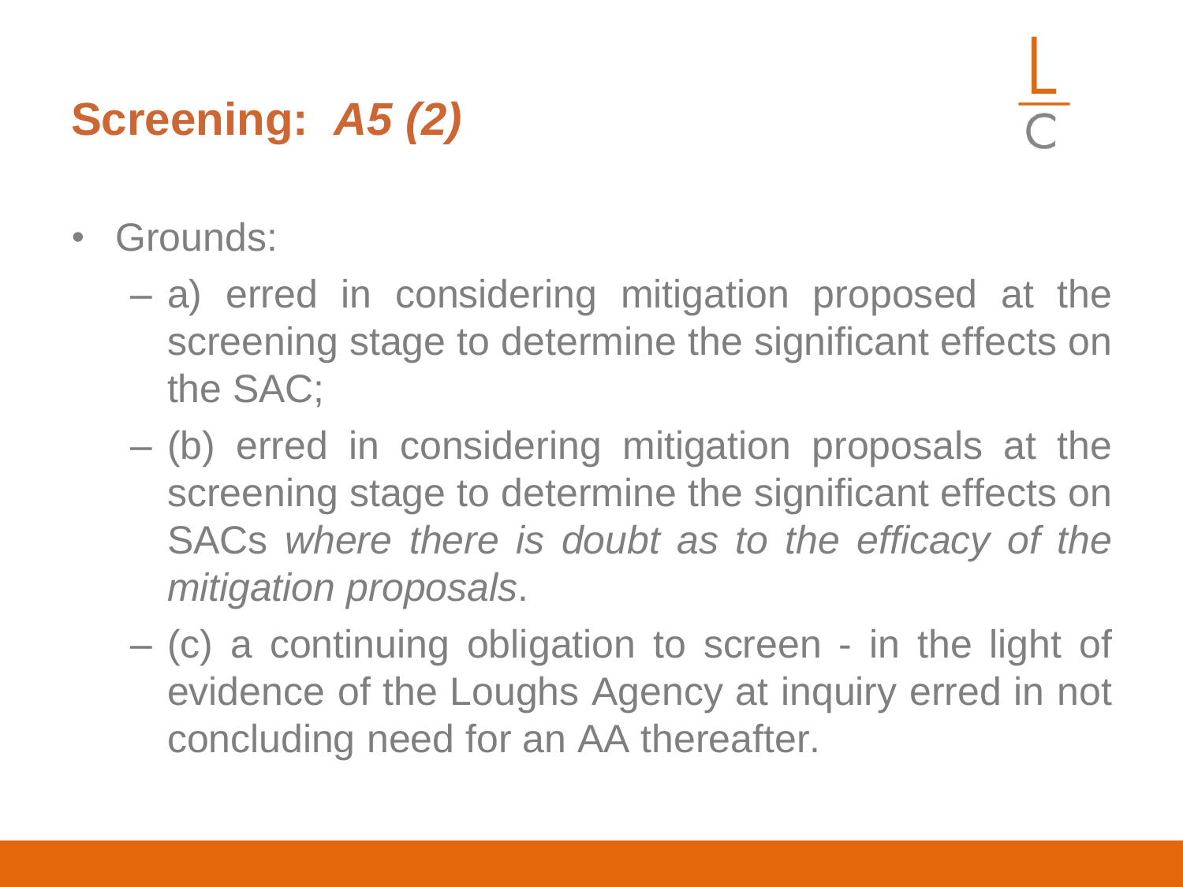# Screening: *A5 (2)*

- Grounds:
  - a) erred in considering mitigation proposed at the screening stage to determine the significant effects on the SAC;
  - (b) erred in considering mitigation proposals at the screening stage to determine the significant effects on SACs *where there is doubt as to the efficacy of the mitigation proposals*.
  - (c) a continuing obligation to screen - in the light of evidence of the Loughs Agency at inquiry erred in not concluding need for an AA thereafter.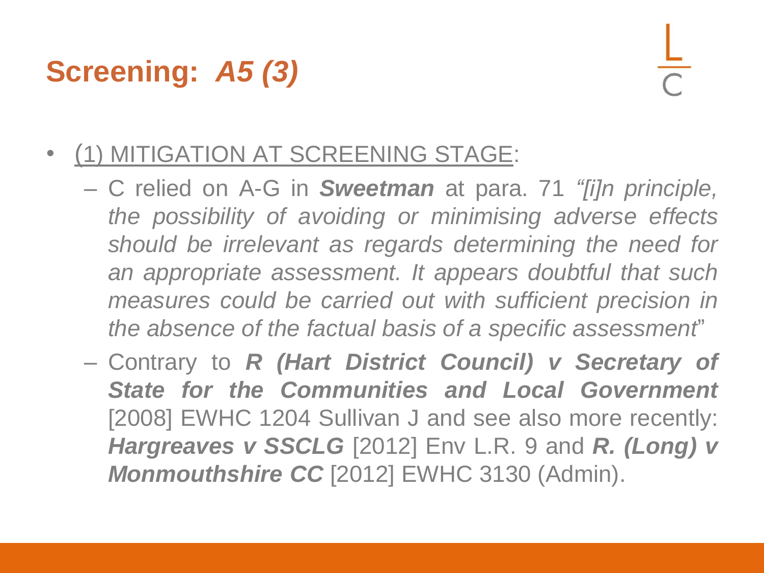# **Screening:** ***A5 (3)***

- (1) MITIGATION AT SCREENING STAGE:
  - C relied on A-G in ***Sweetman*** at para. 71 *"[i]n principle, the possibility of avoiding or minimising adverse effects should be irrelevant as regards determining the need for an appropriate assessment. It appears doubtful that such measures could be carried out with sufficient precision in the absence of the factual basis of a specific assessment*"
  - Contrary to ***R (Hart District Council) v Secretary of State for the Communities and Local Government*** [2008] EWHC 1204 Sullivan J and see also more recently: ***Hargreaves v SSCLG*** [2012] Env L.R. 9 and ***R. (Long) v Monmouthshire CC*** [2012] EWHC 3130 (Admin).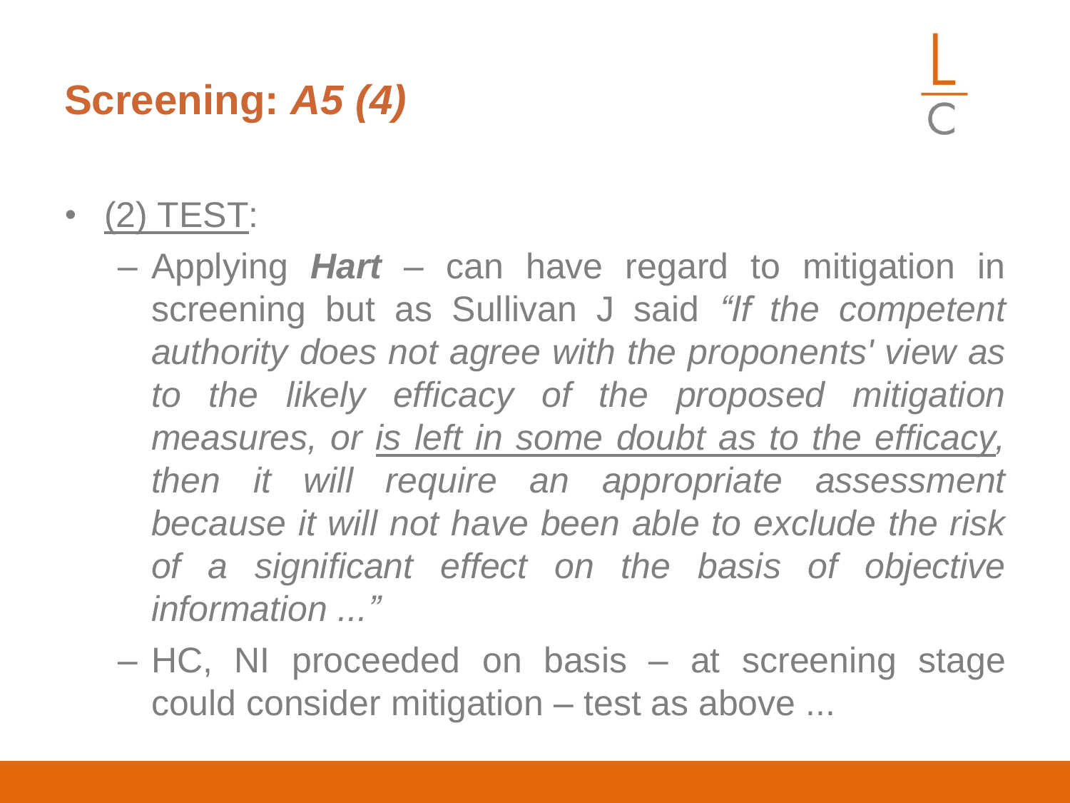# Screening: *A5 (4)*

- <u>(2) TEST</u>:
  - Applying ***Hart*** – can have regard to mitigation in screening but as Sullivan J said *"If the competent authority does not agree with the proponents' view as to the likely efficacy of the proposed mitigation measures, or <u>is left in some doubt as to the efficacy</u>, then it will require an appropriate assessment because it will not have been able to exclude the risk of a significant effect on the basis of objective information ..."*
  - HC, NI proceeded on basis – at screening stage could consider mitigation – test as above ...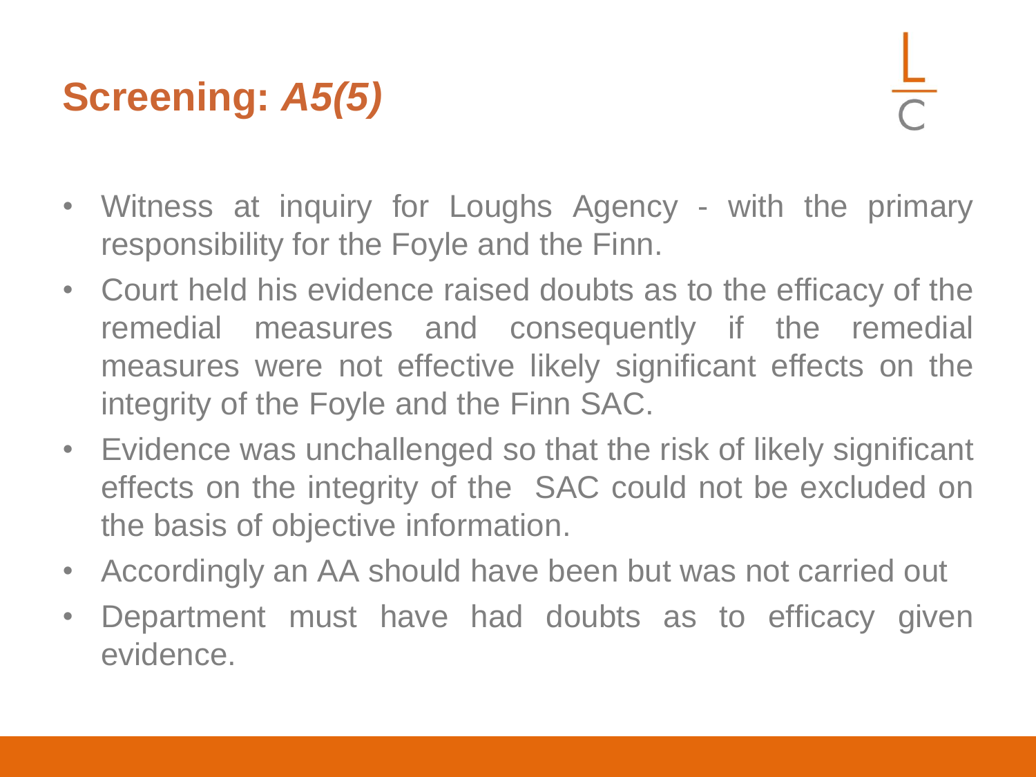# Screening: *A5(5)*

- Witness at inquiry for Loughs Agency - with the primary responsibility for the Foyle and the Finn.
- Court held his evidence raised doubts as to the efficacy of the remedial measures and consequently if the remedial measures were not effective likely significant effects on the integrity of the Foyle and the Finn SAC.
- Evidence was unchallenged so that the risk of likely significant effects on the integrity of the SAC could not be excluded on the basis of objective information.
- Accordingly an AA should have been but was not carried out
- Department must have had doubts as to efficacy given evidence.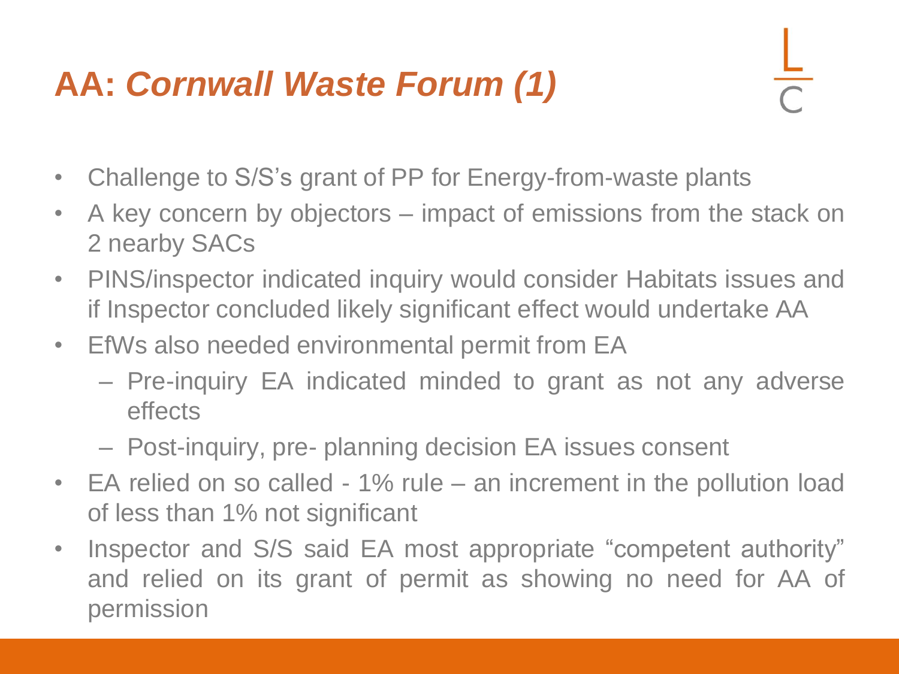# AA: *Cornwall Waste Forum (1)*

- Challenge to S/S's grant of PP for Energy-from-waste plants
- A key concern by objectors – impact of emissions from the stack on 2 nearby SACs
- PINS/inspector indicated inquiry would consider Habitats issues and if Inspector concluded likely significant effect would undertake AA
- EfWs also needed environmental permit from EA
  - Pre-inquiry EA indicated minded to grant as not any adverse effects
  - Post-inquiry, pre- planning decision EA issues consent
- EA relied on so called - 1% rule – an increment in the pollution load of less than 1% not significant
- Inspector and S/S said EA most appropriate "competent authority" and relied on its grant of permit as showing no need for AA of permission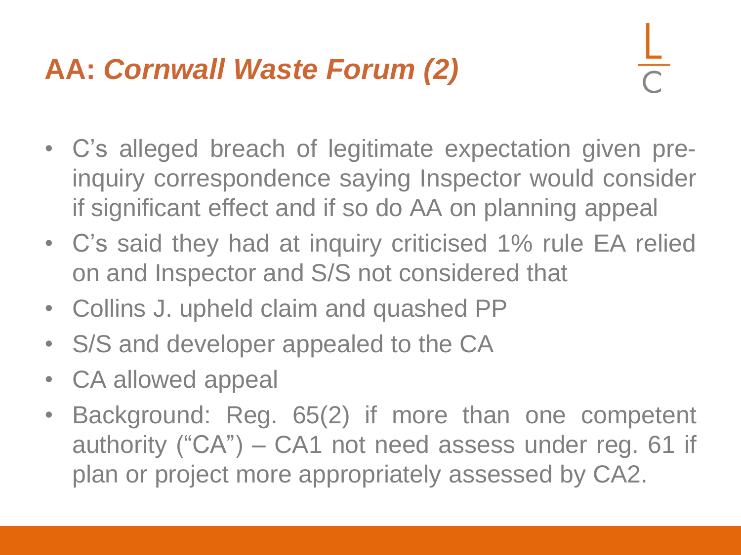# AA: *Cornwall Waste Forum (2)*

- C's alleged breach of legitimate expectation given pre-inquiry correspondence saying Inspector would consider if significant effect and if so do AA on planning appeal
- C's said they had at inquiry criticised 1% rule EA relied on and Inspector and S/S not considered that
- Collins J. upheld claim and quashed PP
- S/S and developer appealed to the CA
- CA allowed appeal
- Background: Reg. 65(2) if more than one competent authority ("CA") – CA1 not need assess under reg. 61 if plan or project more appropriately assessed by CA2.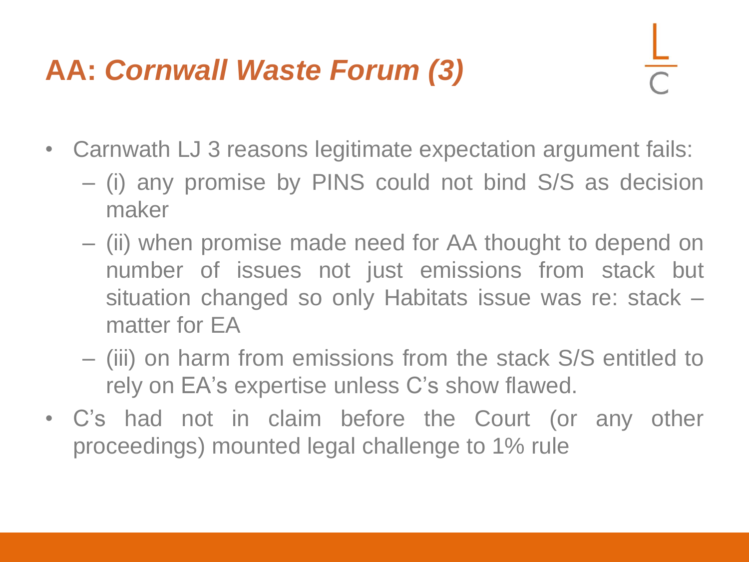# AA: *Cornwall Waste Forum (3)*

- Carnwath LJ 3 reasons legitimate expectation argument fails:
  - (i) any promise by PINS could not bind S/S as decision maker
  - (ii) when promise made need for AA thought to depend on number of issues not just emissions from stack but situation changed so only Habitats issue was re: stack – matter for EA
  - (iii) on harm from emissions from the stack S/S entitled to rely on EA's expertise unless C's show flawed.
- C's had not in claim before the Court (or any other proceedings) mounted legal challenge to 1% rule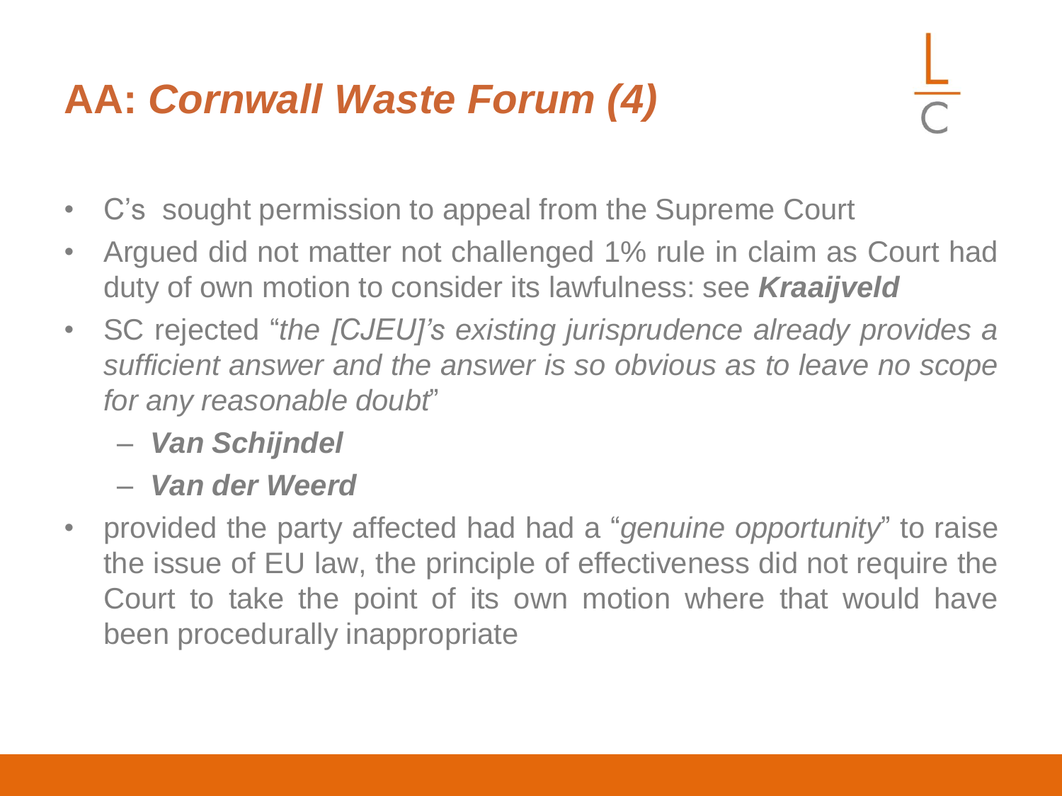# AA: *Cornwall Waste Forum (4)*

- C's sought permission to appeal from the Supreme Court
- Argued did not matter not challenged 1% rule in claim as Court had duty of own motion to consider its lawfulness: see ***Kraaijveld***
- SC rejected "*the [CJEU]'s existing jurisprudence already provides a sufficient answer and the answer is so obvious as to leave no scope for any reasonable doubt*"
  - ***Van Schijndel***
  - ***Van der Weerd***
- provided the party affected had had a "*genuine opportunity*" to raise the issue of EU law, the principle of effectiveness did not require the Court to take the point of its own motion where that would have been procedurally inappropriate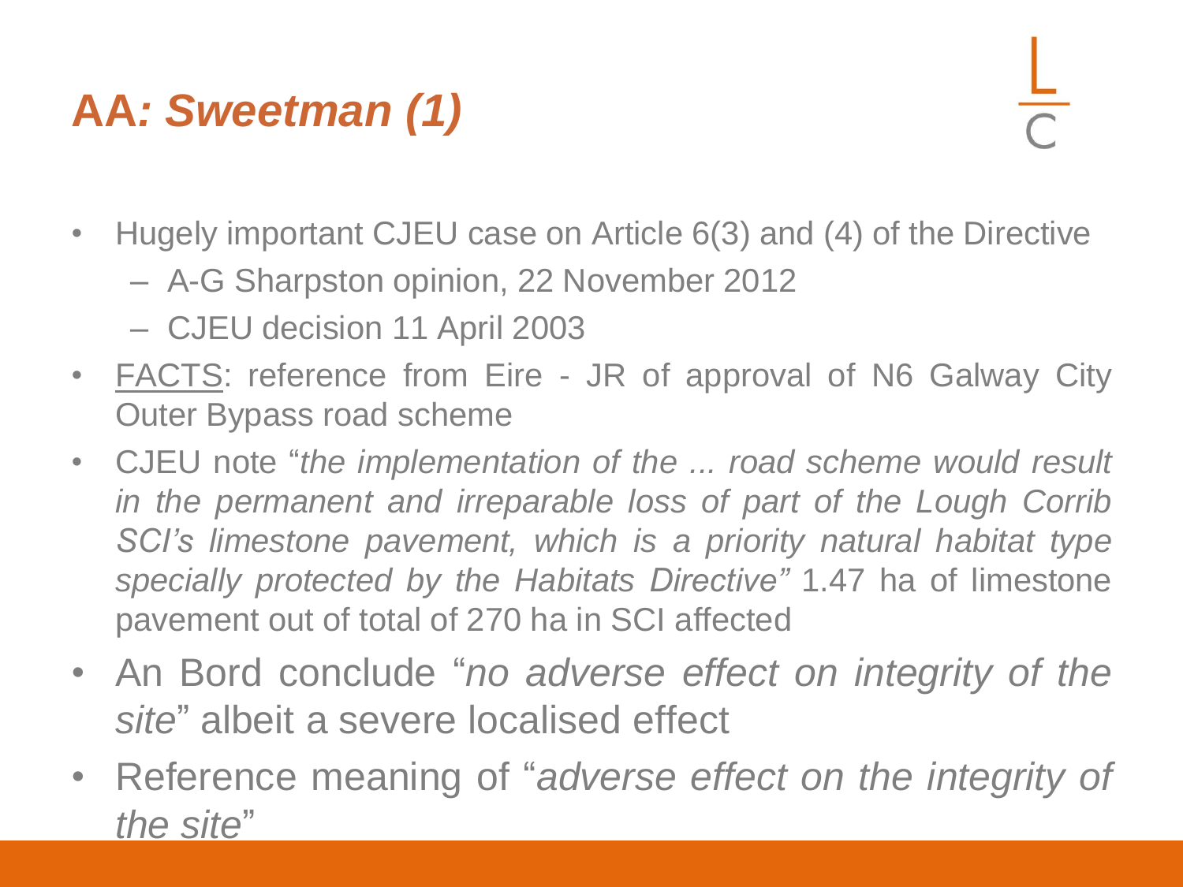# AA: *Sweetman (1)*

- Hugely important CJEU case on Article 6(3) and (4) of the Directive
  - A-G Sharpston opinion, 22 November 2012
  - CJEU decision 11 April 2003
- FACTS: reference from Eire - JR of approval of N6 Galway City Outer Bypass road scheme
- CJEU note "*the implementation of the ... road scheme would result in the permanent and irreparable loss of part of the Lough Corrib SCI's limestone pavement, which is a priority natural habitat type specially protected by the Habitats Directive"* 1.47 ha of limestone pavement out of total of 270 ha in SCI affected
- An Bord conclude "*no adverse effect on integrity of the site*" albeit a severe localised effect
- Reference meaning of "*adverse effect on the integrity of the site*"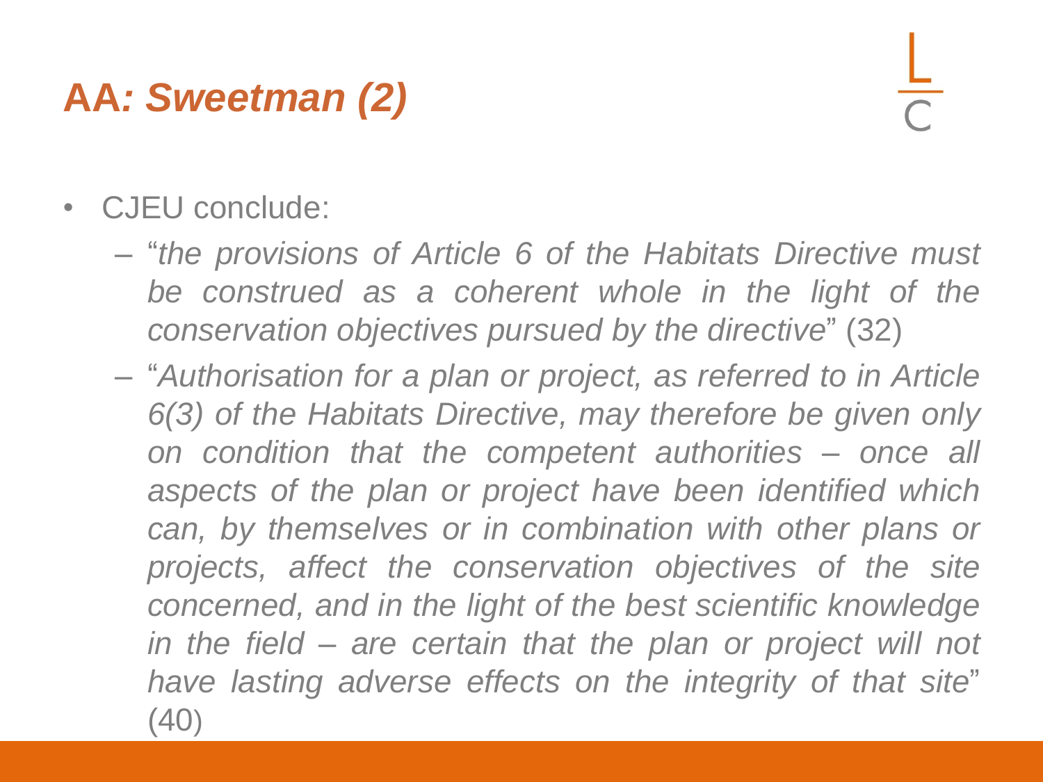# AA: *Sweetman (2)*

- CJEU conclude:
  - "*the provisions of Article 6 of the Habitats Directive must be construed as a coherent whole in the light of the conservation objectives pursued by the directive*" (32)
  - "*Authorisation for a plan or project, as referred to in Article 6(3) of the Habitats Directive, may therefore be given only on condition that the competent authorities – once all aspects of the plan or project have been identified which can, by themselves or in combination with other plans or projects, affect the conservation objectives of the site concerned, and in the light of the best scientific knowledge in the field – are certain that the plan or project will not have lasting adverse effects on the integrity of that site*" (40)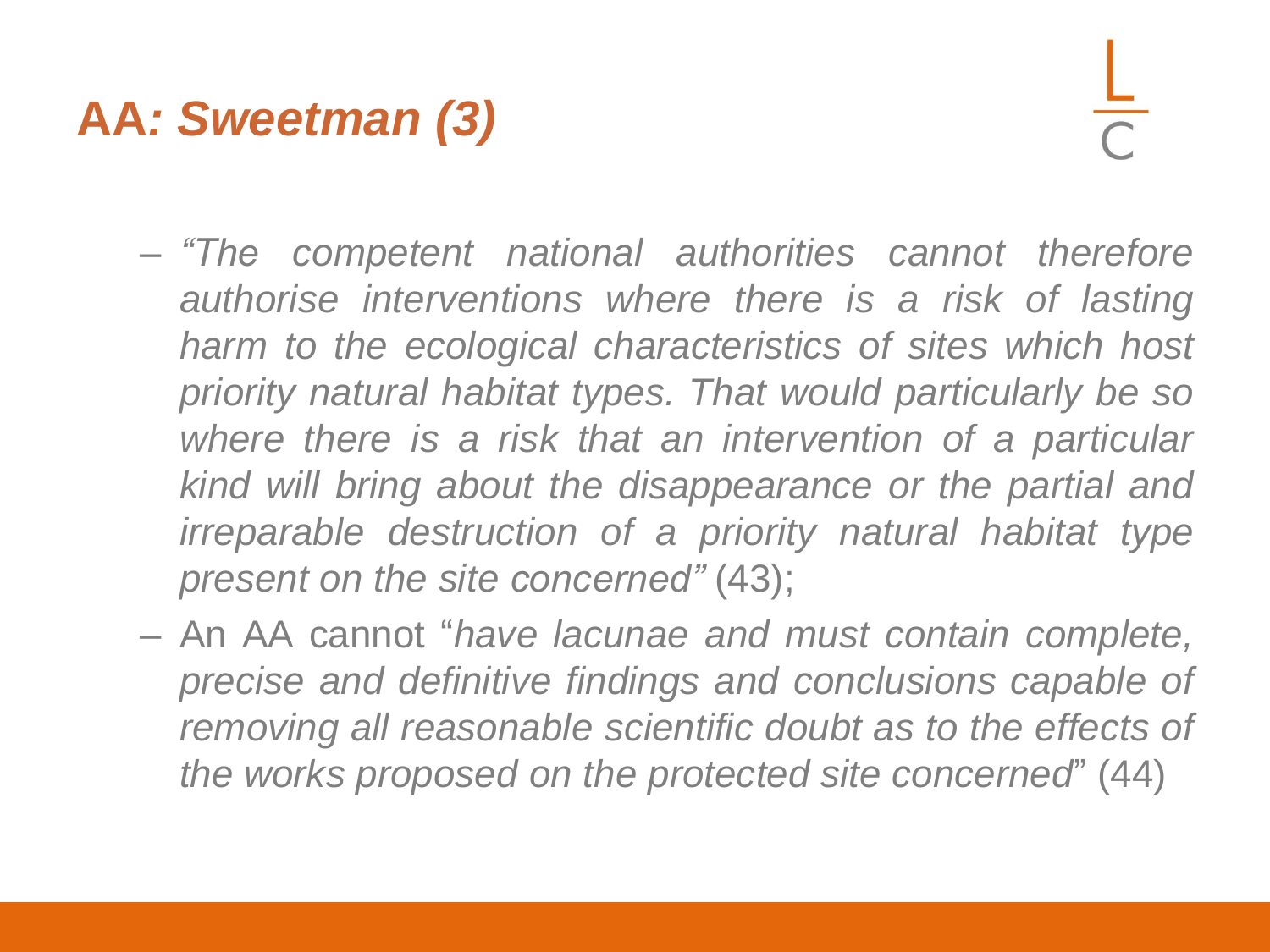# AA: *Sweetman (3)*

- *"The competent national authorities cannot therefore authorise interventions where there is a risk of lasting harm to the ecological characteristics of sites which host priority natural habitat types. That would particularly be so where there is a risk that an intervention of a particular kind will bring about the disappearance or the partial and irreparable destruction of a priority natural habitat type present on the site concerned"* (43);
- An AA cannot "*have lacunae and must contain complete, precise and definitive findings and conclusions capable of removing all reasonable scientific doubt as to the effects of the works proposed on the protected site concerned*" (44)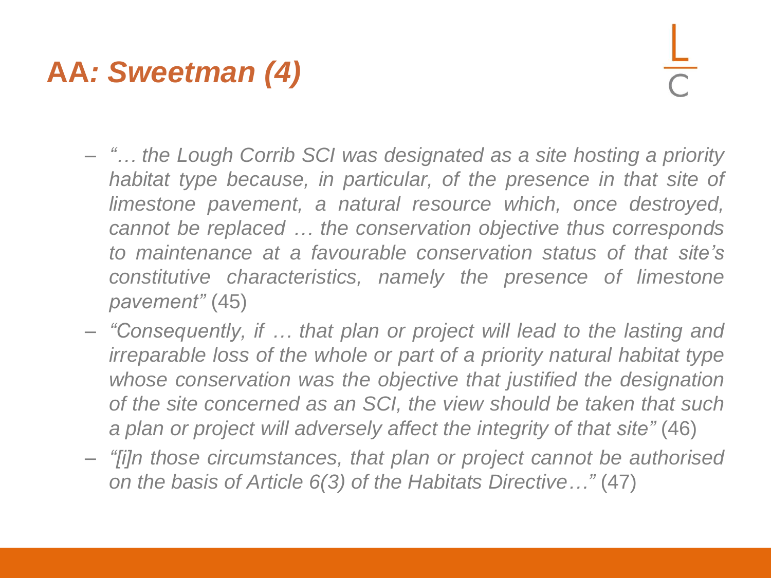# AA*: Sweetman (4)*

- *"… the Lough Corrib SCI was designated as a site hosting a priority habitat type because, in particular, of the presence in that site of limestone pavement, a natural resource which, once destroyed, cannot be replaced … the conservation objective thus corresponds to maintenance at a favourable conservation status of that site's constitutive characteristics, namely the presence of limestone pavement"* (45)
- *"Consequently, if … that plan or project will lead to the lasting and irreparable loss of the whole or part of a priority natural habitat type whose conservation was the objective that justified the designation of the site concerned as an SCI, the view should be taken that such a plan or project will adversely affect the integrity of that site"* (46)
- *"[i]n those circumstances, that plan or project cannot be authorised on the basis of Article 6(3) of the Habitats Directive…"* (47)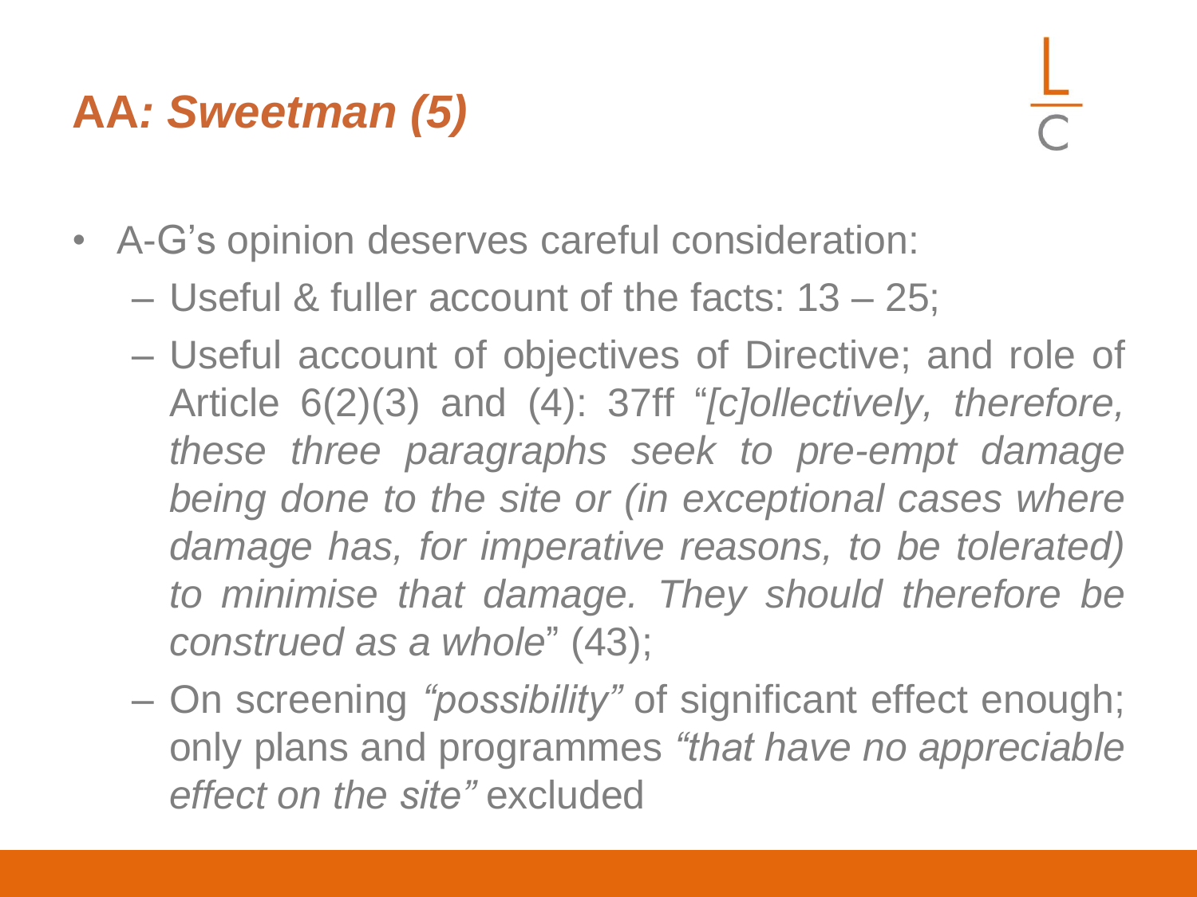# AA: *Sweetman (5)*

- A-G's opinion deserves careful consideration:
  - Useful & fuller account of the facts: 13 – 25;
  - Useful account of objectives of Directive; and role of Article 6(2)(3) and (4): 37ff "*[c]ollectively, therefore, these three paragraphs seek to pre-empt damage being done to the site or (in exceptional cases where damage has, for imperative reasons, to be tolerated) to minimise that damage. They should therefore be construed as a whole*" (43);
  - On screening *"possibility"* of significant effect enough; only plans and programmes *"that have no appreciable effect on the site"* excluded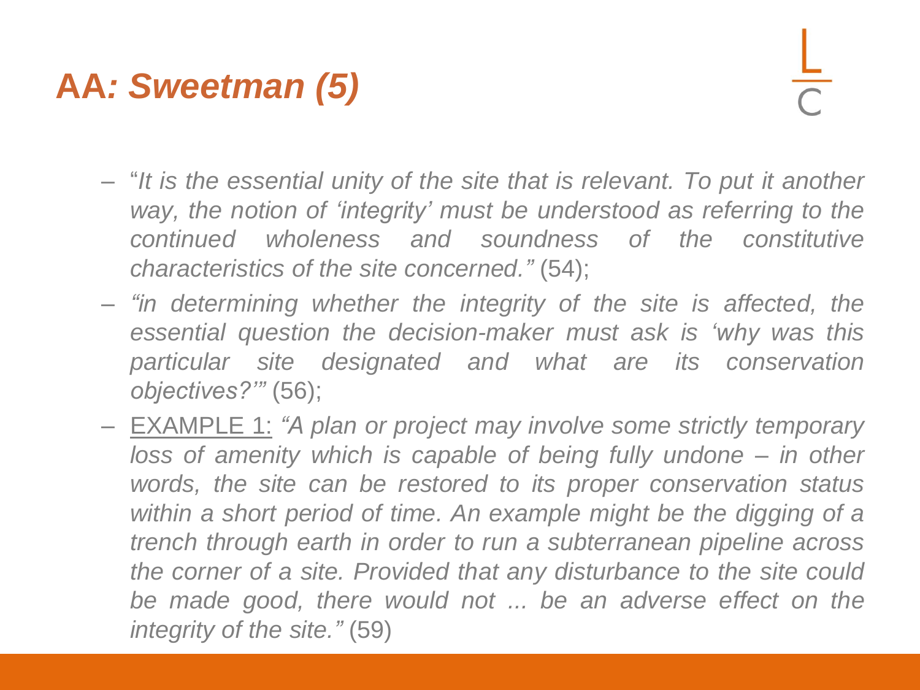# AA: *Sweetman (5)*

- "*It is the essential unity of the site that is relevant. To put it another way, the notion of 'integrity' must be understood as referring to the continued wholeness and soundness of the constitutive characteristics of the site concerned."* (54);
- *"in determining whether the integrity of the site is affected, the essential question the decision-maker must ask is 'why was this particular site designated and what are its conservation objectives?'"* (56);
- <u>EXAMPLE 1:</u> *"A plan or project may involve some strictly temporary loss of amenity which is capable of being fully undone – in other words, the site can be restored to its proper conservation status within a short period of time. An example might be the digging of a trench through earth in order to run a subterranean pipeline across the corner of a site. Provided that any disturbance to the site could be made good, there would not ... be an adverse effect on the integrity of the site."* (59)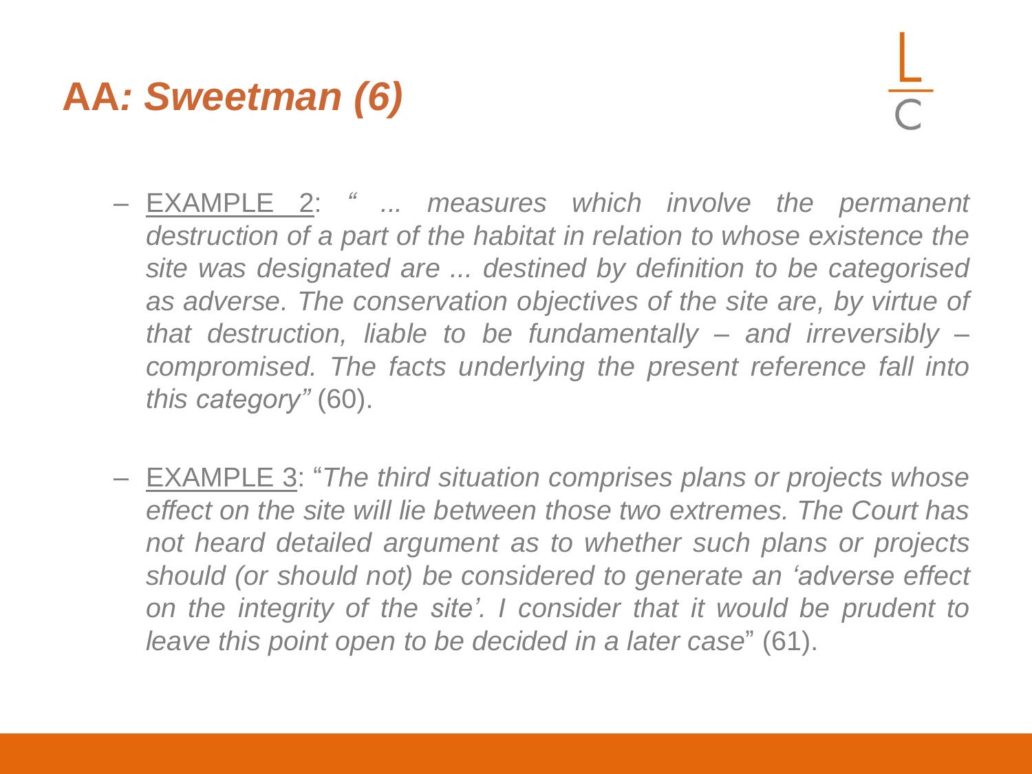# AA*: Sweetman (6)*

- <u>EXAMPLE 2</u>: *" ... measures which involve the permanent destruction of a part of the habitat in relation to whose existence the site was designated are ... destined by definition to be categorised as adverse. The conservation objectives of the site are, by virtue of that destruction, liable to be fundamentally – and irreversibly – compromised. The facts underlying the present reference fall into this category"* (60).

- <u>EXAMPLE 3</u>: "*The third situation comprises plans or projects whose effect on the site will lie between those two extremes. The Court has not heard detailed argument as to whether such plans or projects should (or should not) be considered to generate an 'adverse effect on the integrity of the site'. I consider that it would be prudent to leave this point open to be decided in a later case*" (61).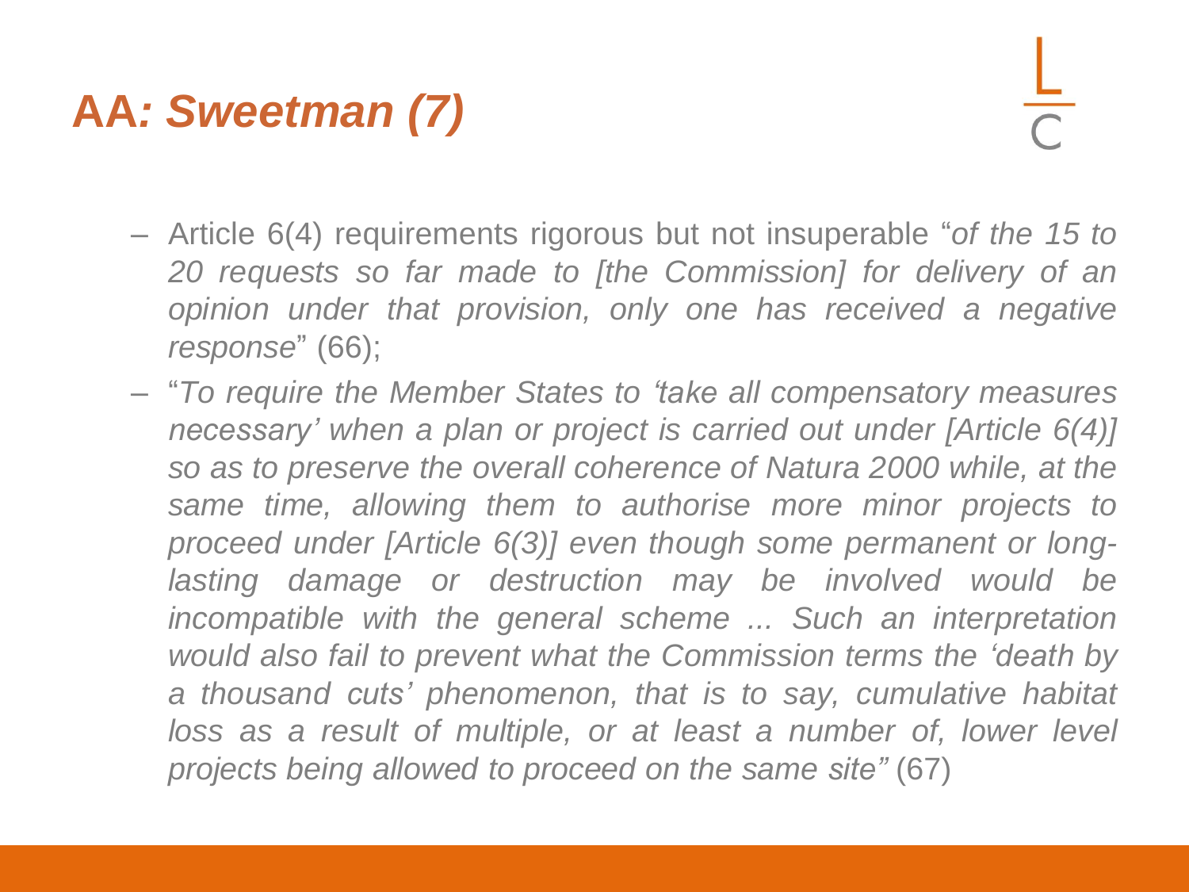# AA*: Sweetman (7)*

- Article 6(4) requirements rigorous but not insuperable "*of the 15 to 20 requests so far made to [the Commission] for delivery of an opinion under that provision, only one has received a negative response*" (66);
- "*To require the Member States to 'take all compensatory measures necessary' when a plan or project is carried out under [Article 6(4)] so as to preserve the overall coherence of Natura 2000 while, at the same time, allowing them to authorise more minor projects to proceed under [Article 6(3)] even though some permanent or long-lasting damage or destruction may be involved would be incompatible with the general scheme ... Such an interpretation would also fail to prevent what the Commission terms the 'death by a thousand cuts' phenomenon, that is to say, cumulative habitat loss as a result of multiple, or at least a number of, lower level projects being allowed to proceed on the same site"* (67)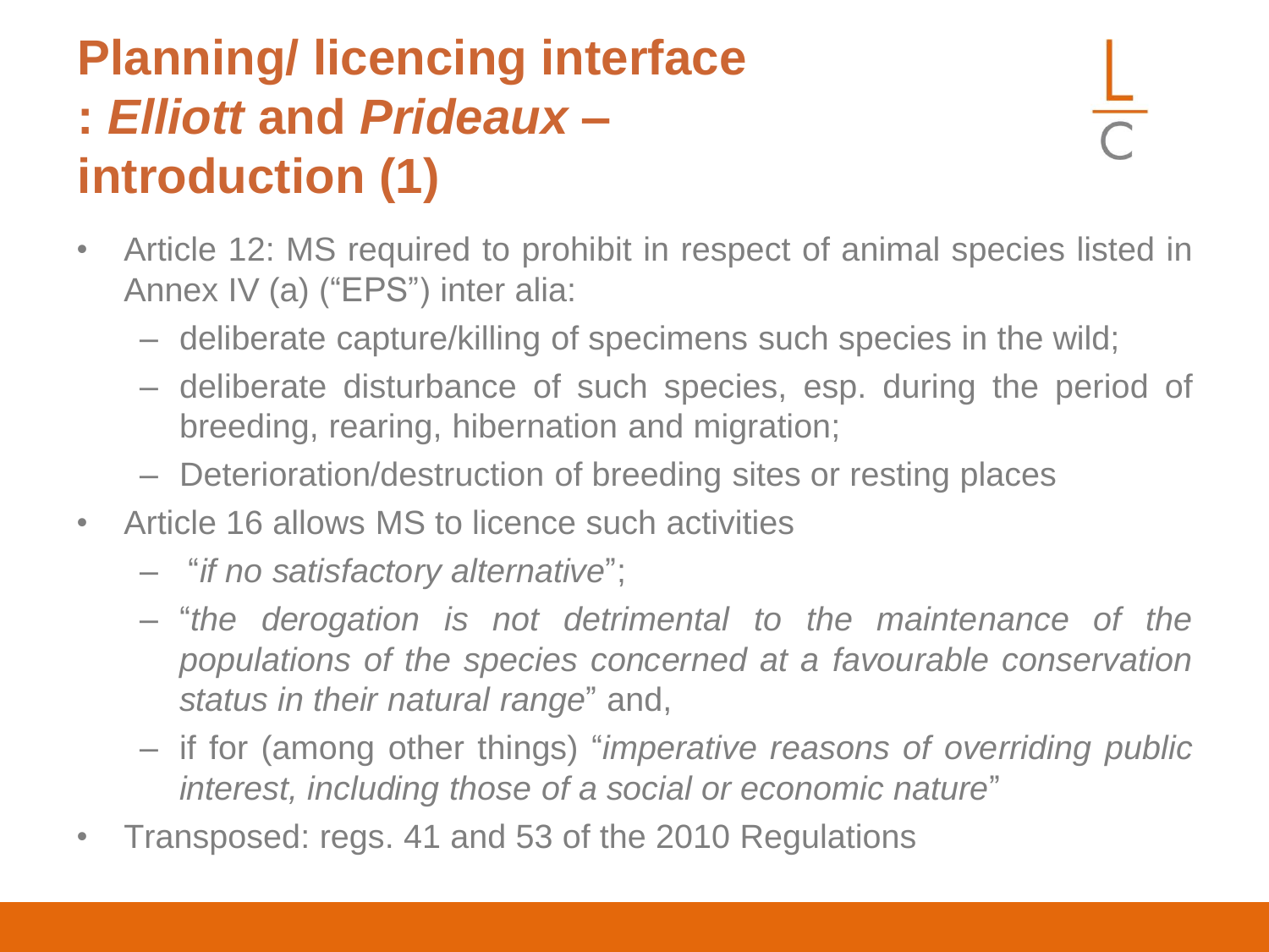# Planning/ licencing interface : *Elliott* and *Prideaux* – introduction (1)

- Article 12: MS required to prohibit in respect of animal species listed in Annex IV (a) ("EPS") inter alia:
  - deliberate capture/killing of specimens such species in the wild;
  - deliberate disturbance of such species, esp. during the period of breeding, rearing, hibernation and migration;
  - Deterioration/destruction of breeding sites or resting places
- Article 16 allows MS to licence such activities
  - "*if no satisfactory alternative*";
  - "*the derogation is not detrimental to the maintenance of the populations of the species concerned at a favourable conservation status in their natural range*" and,
  - if for (among other things) "*imperative reasons of overriding public interest, including those of a social or economic nature*"
- Transposed: regs. 41 and 53 of the 2010 Regulations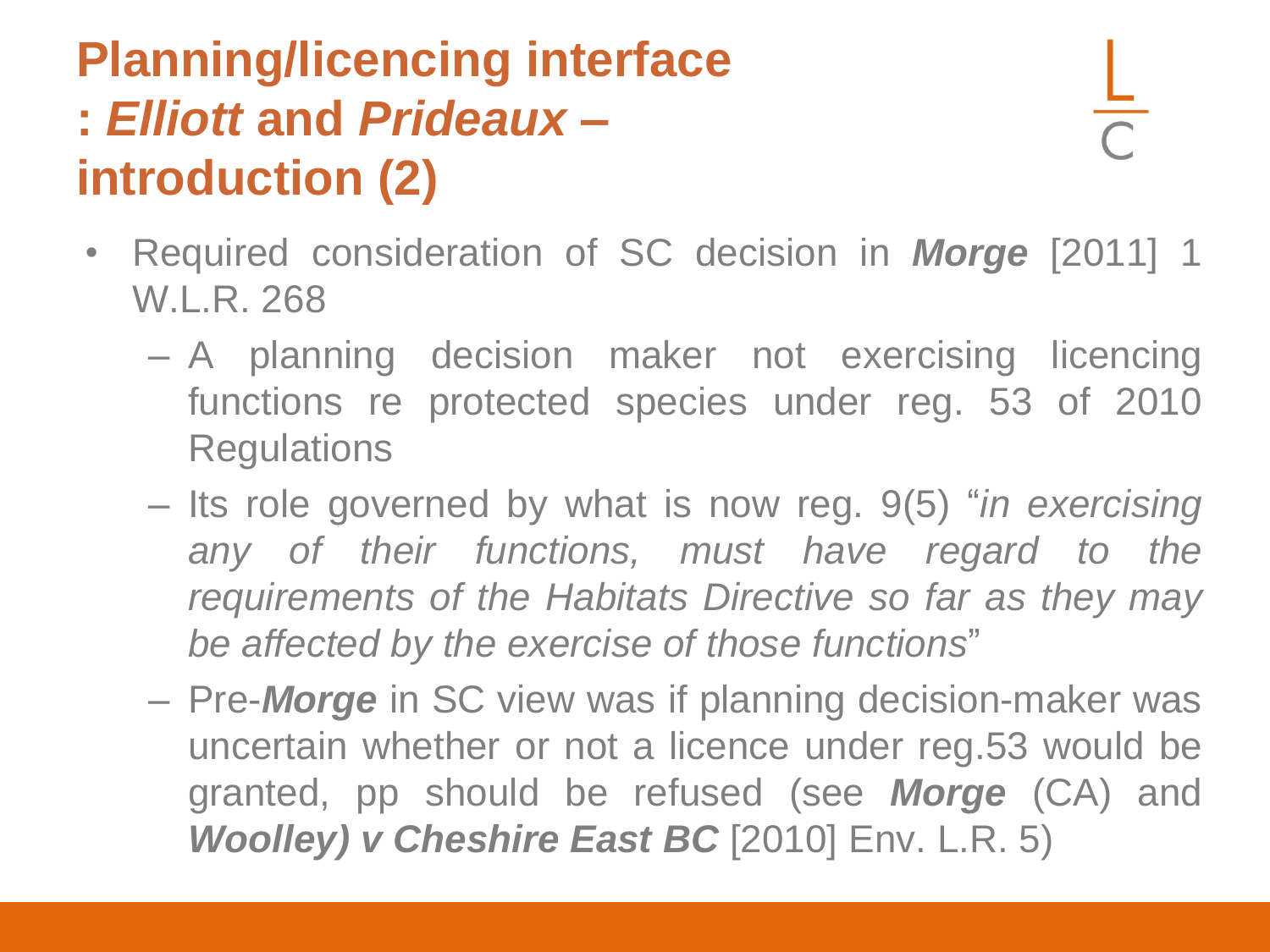# Planning/licencing interface : *Elliott* and *Prideaux* – introduction (2)

- Required consideration of SC decision in ***Morge*** [2011] 1 W.L.R. 268
  - A planning decision maker not exercising licencing functions re protected species under reg. 53 of 2010 Regulations
  - Its role governed by what is now reg. 9(5) "*in exercising any of their functions, must have regard to the requirements of the Habitats Directive so far as they may be affected by the exercise of those functions*"
  - Pre-***Morge*** in SC view was if planning decision-maker was uncertain whether or not a licence under reg.53 would be granted, pp should be refused (see ***Morge*** (CA) and ***Woolley) v Cheshire East BC*** [2010] Env. L.R. 5)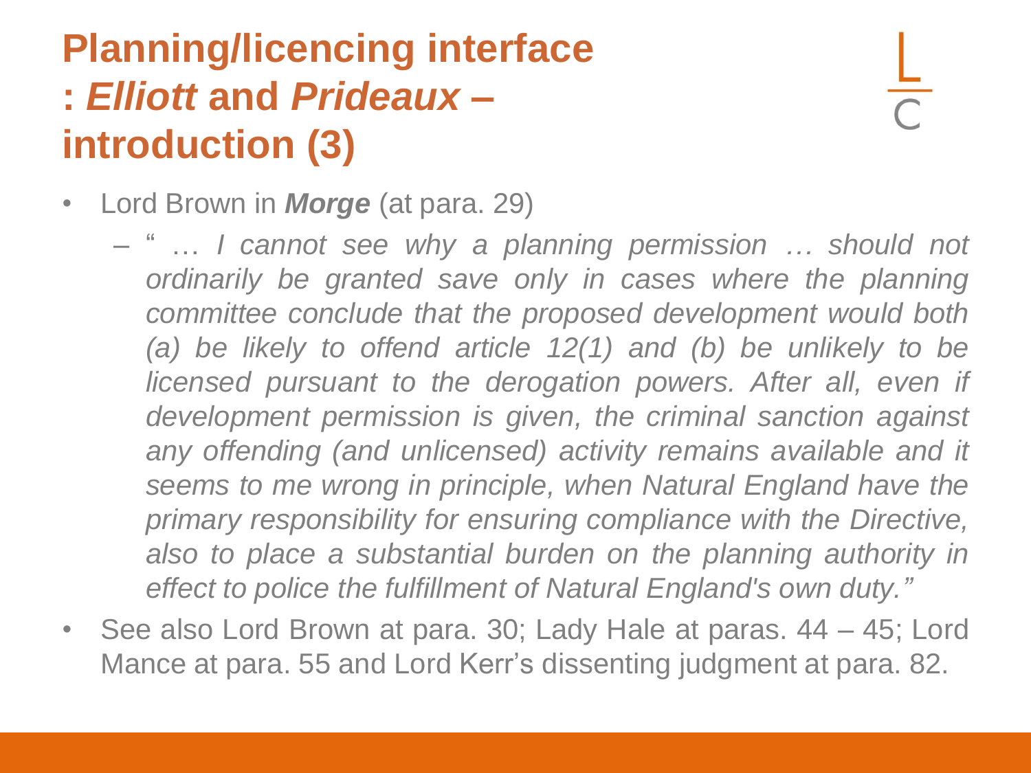# Planning/licencing interface : *Elliott* and *Prideaux* – introduction (3)

- Lord Brown in ***Morge*** (at para. 29)
  - " … *I cannot see why a planning permission … should not ordinarily be granted save only in cases where the planning committee conclude that the proposed development would both (a) be likely to offend article 12(1) and (b) be unlikely to be licensed pursuant to the derogation powers. After all, even if development permission is given, the criminal sanction against any offending (and unlicensed) activity remains available and it seems to me wrong in principle, when Natural England have the primary responsibility for ensuring compliance with the Directive, also to place a substantial burden on the planning authority in effect to police the fulfillment of Natural England's own duty."*
- See also Lord Brown at para. 30; Lady Hale at paras. 44 – 45; Lord Mance at para. 55 and Lord Kerr's dissenting judgment at para. 82.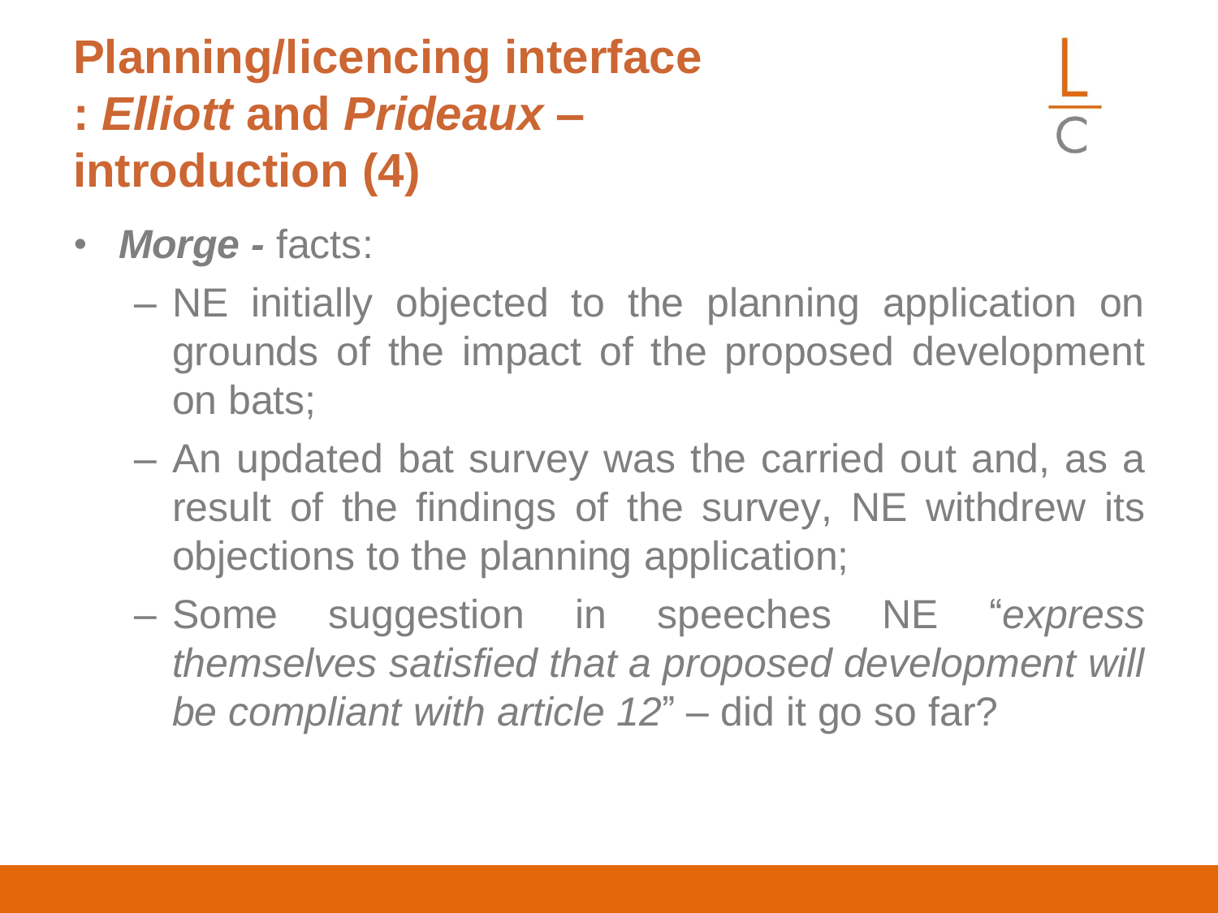# Planning/licencing interface : *Elliott* and *Prideaux* – introduction (4)

- ***Morge -*** facts:
  - NE initially objected to the planning application on grounds of the impact of the proposed development on bats;
  - An updated bat survey was the carried out and, as a result of the findings of the survey, NE withdrew its objections to the planning application;
  - Some suggestion in speeches NE "*express themselves satisfied that a proposed development will be compliant with article 12*" – did it go so far?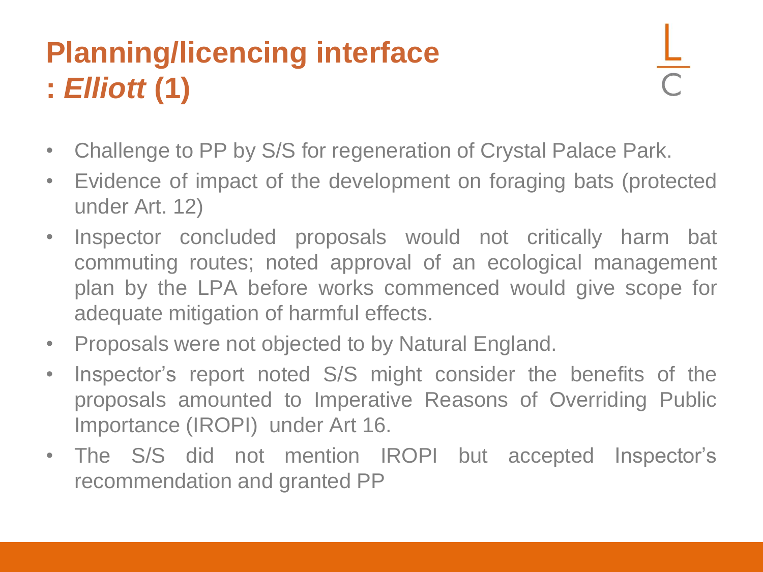# Planning/licencing interface : *Elliott* (1)

- Challenge to PP by S/S for regeneration of Crystal Palace Park.
- Evidence of impact of the development on foraging bats (protected under Art. 12)
- Inspector concluded proposals would not critically harm bat commuting routes; noted approval of an ecological management plan by the LPA before works commenced would give scope for adequate mitigation of harmful effects.
- Proposals were not objected to by Natural England.
- Inspector's report noted S/S might consider the benefits of the proposals amounted to Imperative Reasons of Overriding Public Importance (IROPI) under Art 16.
- The S/S did not mention IROPI but accepted Inspector's recommendation and granted PP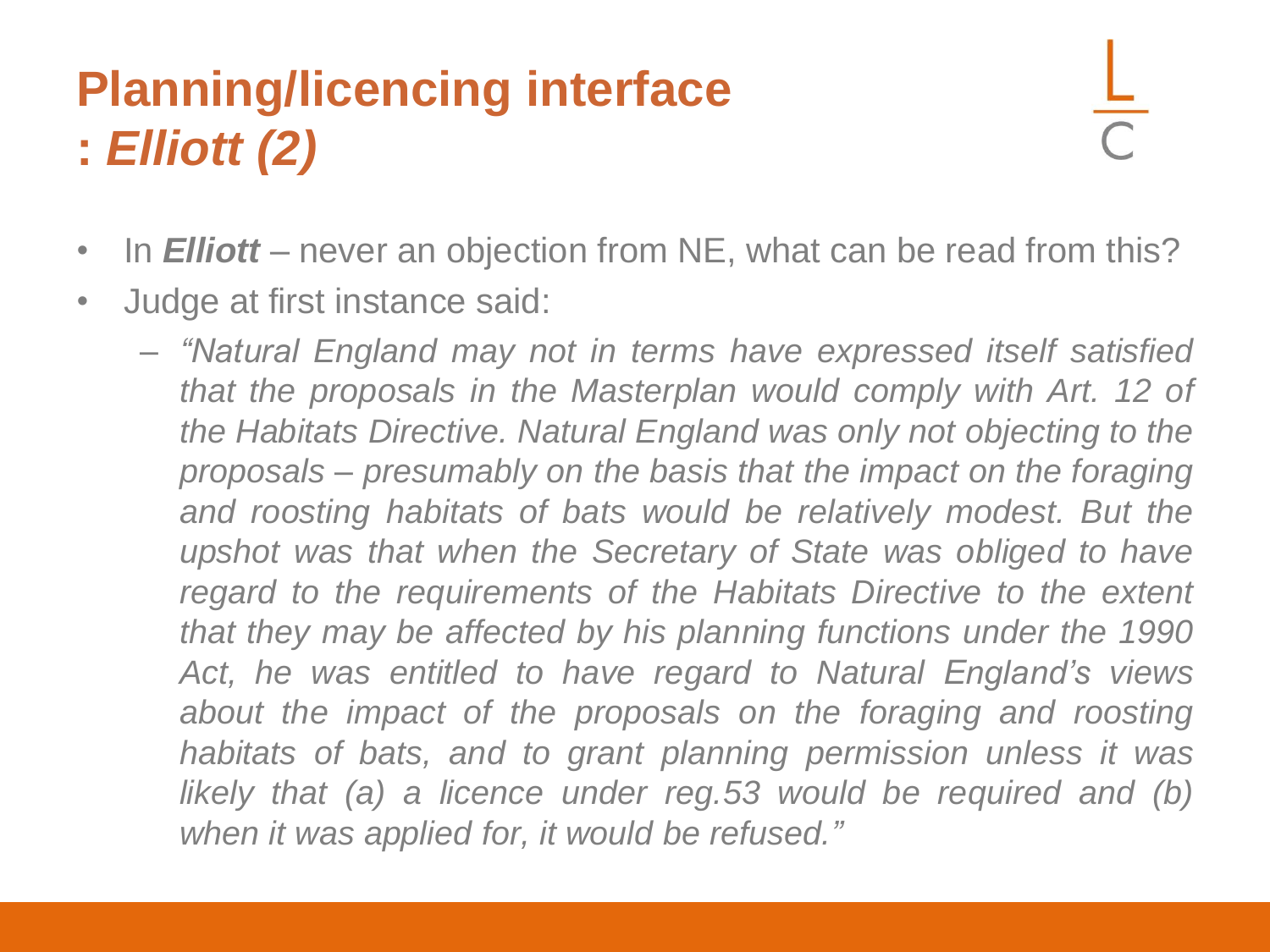# Planning/licencing interface : *Elliott (2)*

- In ***Elliott*** – never an objection from NE, what can be read from this?
- Judge at first instance said:
  - *"Natural England may not in terms have expressed itself satisfied that the proposals in the Masterplan would comply with Art. 12 of the Habitats Directive. Natural England was only not objecting to the proposals – presumably on the basis that the impact on the foraging and roosting habitats of bats would be relatively modest. But the upshot was that when the Secretary of State was obliged to have regard to the requirements of the Habitats Directive to the extent that they may be affected by his planning functions under the 1990 Act, he was entitled to have regard to Natural England's views about the impact of the proposals on the foraging and roosting habitats of bats, and to grant planning permission unless it was likely that (a) a licence under reg.53 would be required and (b) when it was applied for, it would be refused."*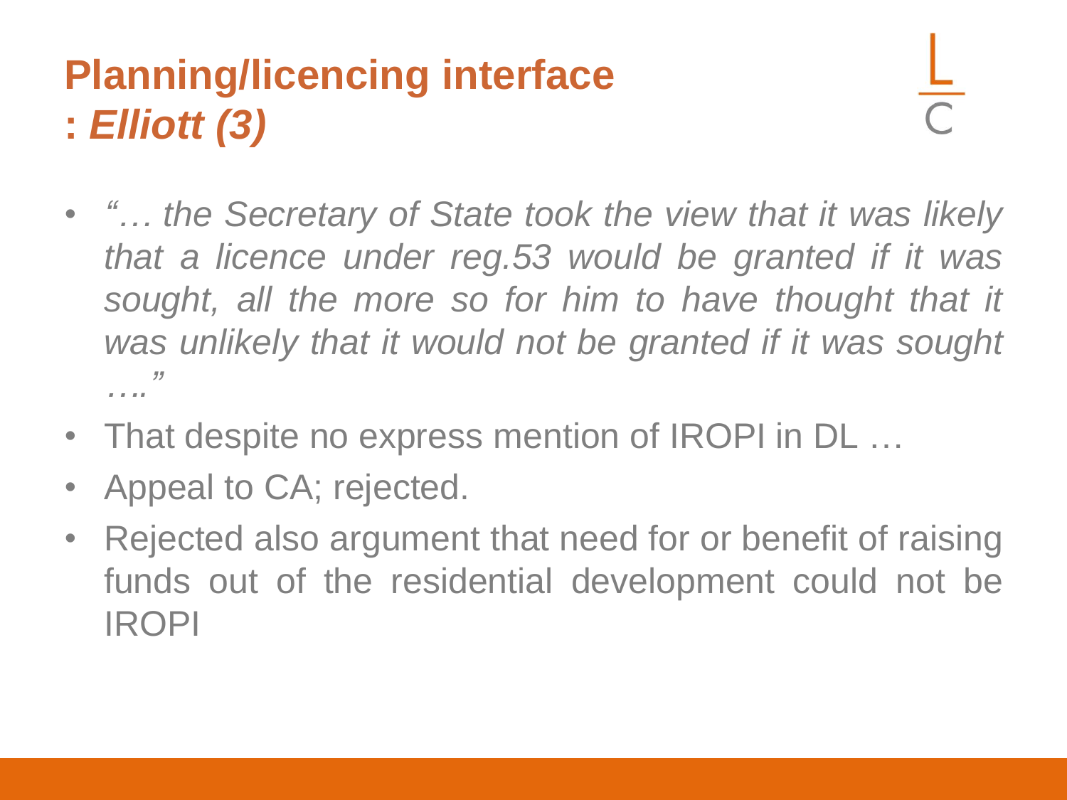# Planning/licencing interface : *Elliott (3)*

- *"… the Secretary of State took the view that it was likely that a licence under reg.53 would be granted if it was sought, all the more so for him to have thought that it was unlikely that it would not be granted if it was sought …."*
- That despite no express mention of IROPI in DL …
- Appeal to CA; rejected.
- Rejected also argument that need for or benefit of raising funds out of the residential development could not be IROPI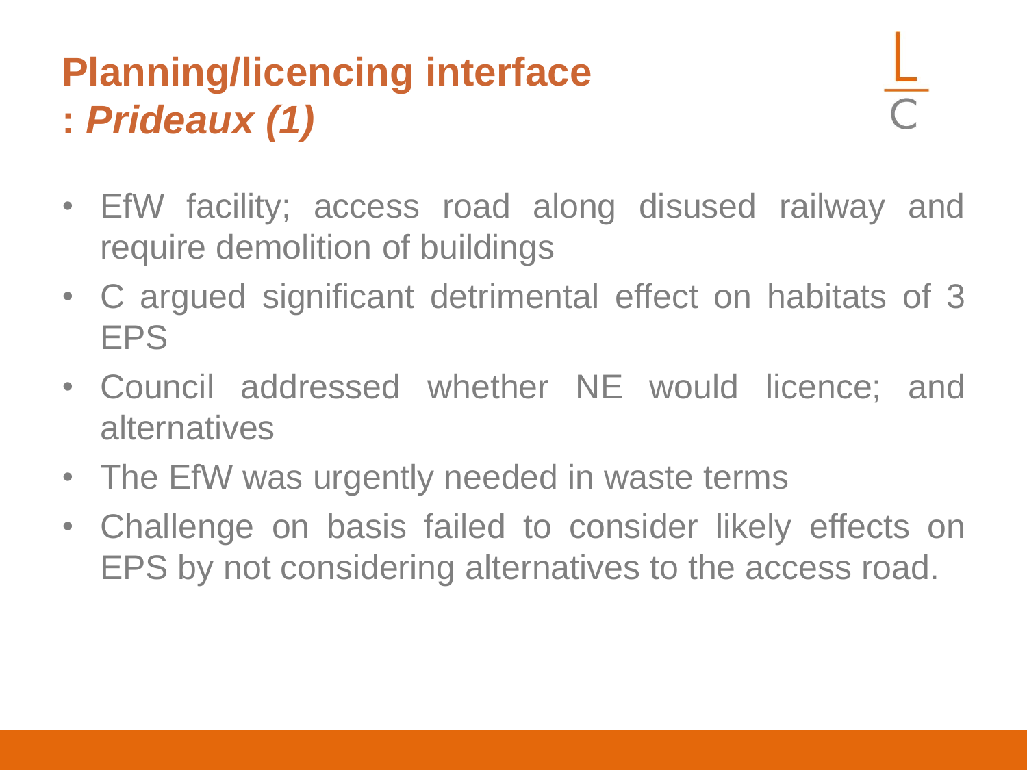# Planning/licencing interface : *Prideaux (1)*

- EfW facility; access road along disused railway and require demolition of buildings
- C argued significant detrimental effect on habitats of 3 EPS
- Council addressed whether NE would licence; and alternatives
- The EfW was urgently needed in waste terms
- Challenge on basis failed to consider likely effects on EPS by not considering alternatives to the access road.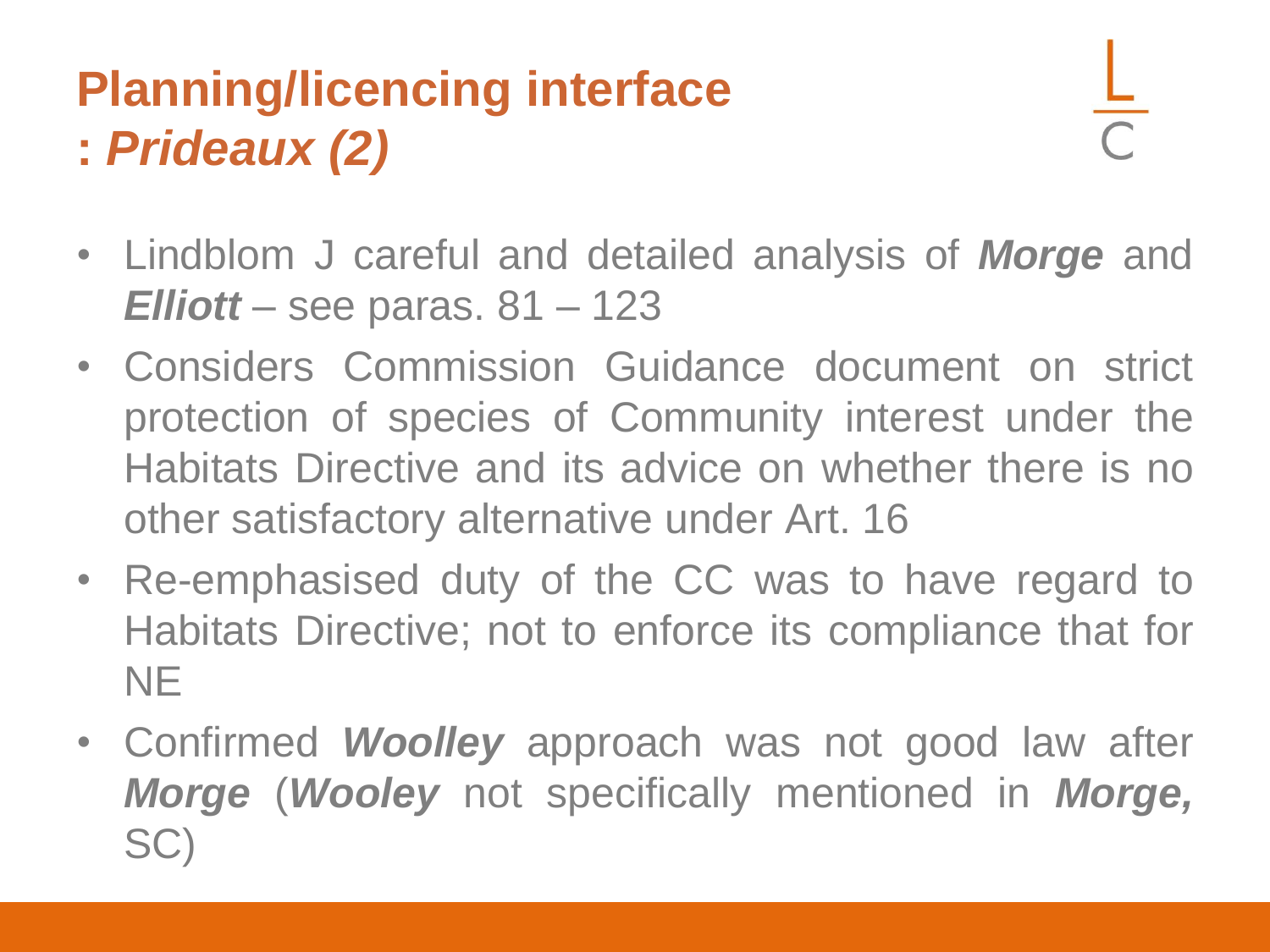# Planning/licencing interface : *Prideaux (2)*

- Lindblom J careful and detailed analysis of ***Morge*** and ***Elliott*** – see paras. 81 – 123
- Considers Commission Guidance document on strict protection of species of Community interest under the Habitats Directive and its advice on whether there is no other satisfactory alternative under Art. 16
- Re-emphasised duty of the CC was to have regard to Habitats Directive; not to enforce its compliance that for NE
- Confirmed ***Woolley*** approach was not good law after ***Morge*** (***Wooley*** not specifically mentioned in ***Morge,*** SC)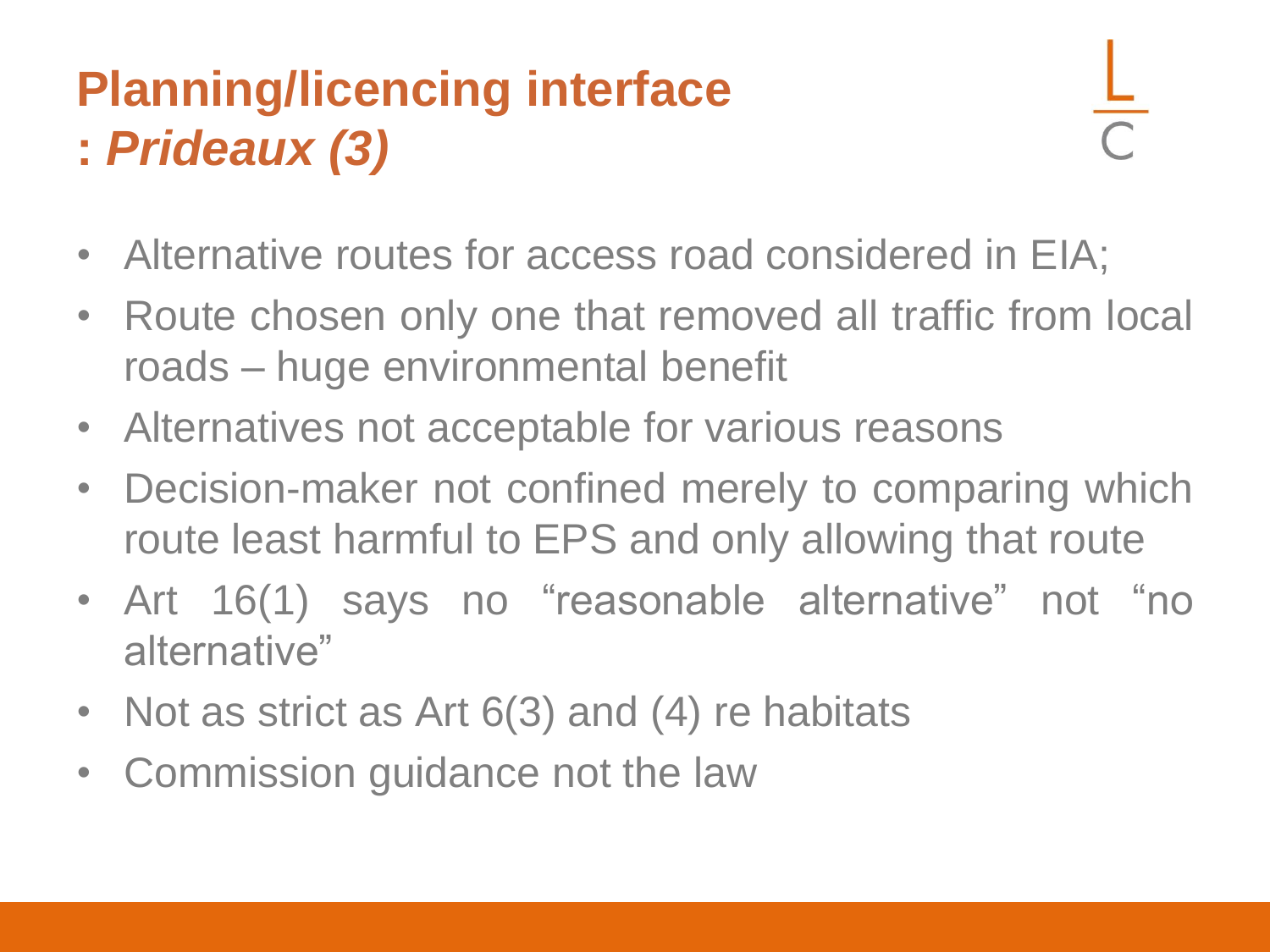# Planning/licencing interface : *Prideaux (3)*

- Alternative routes for access road considered in EIA;
- Route chosen only one that removed all traffic from local roads – huge environmental benefit
- Alternatives not acceptable for various reasons
- Decision-maker not confined merely to comparing which route least harmful to EPS and only allowing that route
- Art 16(1) says no "reasonable alternative" not "no alternative"
- Not as strict as Art 6(3) and (4) re habitats
- Commission guidance not the law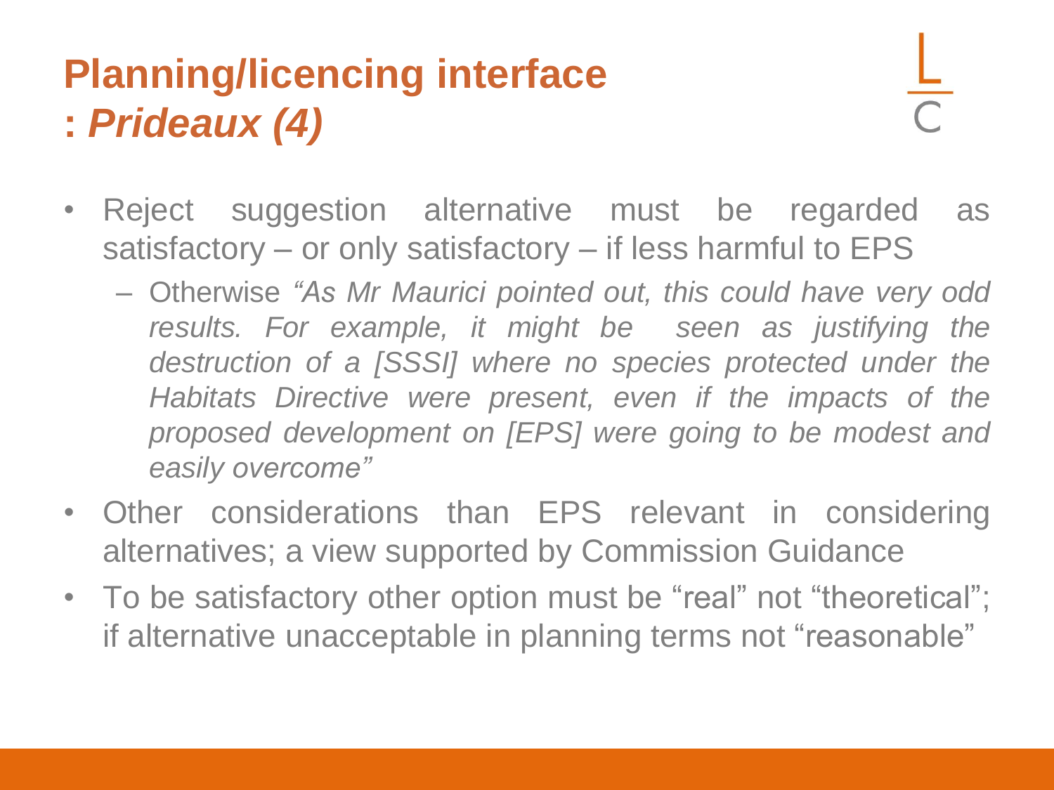# Planning/licencing interface : *Prideaux (4)*

- Reject suggestion alternative must be regarded as satisfactory – or only satisfactory – if less harmful to EPS
  - Otherwise *"As Mr Maurici pointed out, this could have very odd results. For example, it might be seen as justifying the destruction of a [SSSI] where no species protected under the Habitats Directive were present, even if the impacts of the proposed development on [EPS] were going to be modest and easily overcome"*
- Other considerations than EPS relevant in considering alternatives; a view supported by Commission Guidance
- To be satisfactory other option must be "real" not "theoretical"; if alternative unacceptable in planning terms not "reasonable"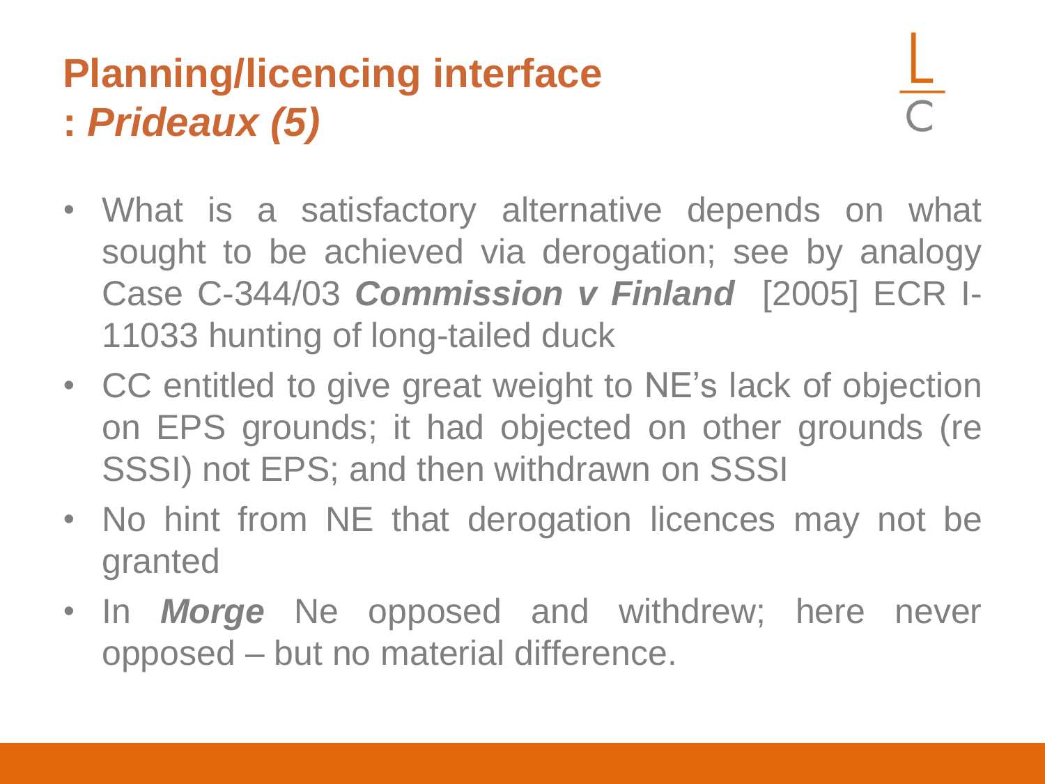# Planning/licencing interface : *Prideaux (5)*

- What is a satisfactory alternative depends on what sought to be achieved via derogation; see by analogy Case C-344/03 ***Commission v Finland*** [2005] ECR I-11033 hunting of long-tailed duck
- CC entitled to give great weight to NE's lack of objection on EPS grounds; it had objected on other grounds (re SSSI) not EPS; and then withdrawn on SSSI
- No hint from NE that derogation licences may not be granted
- In ***Morge*** Ne opposed and withdrew; here never opposed – but no material difference.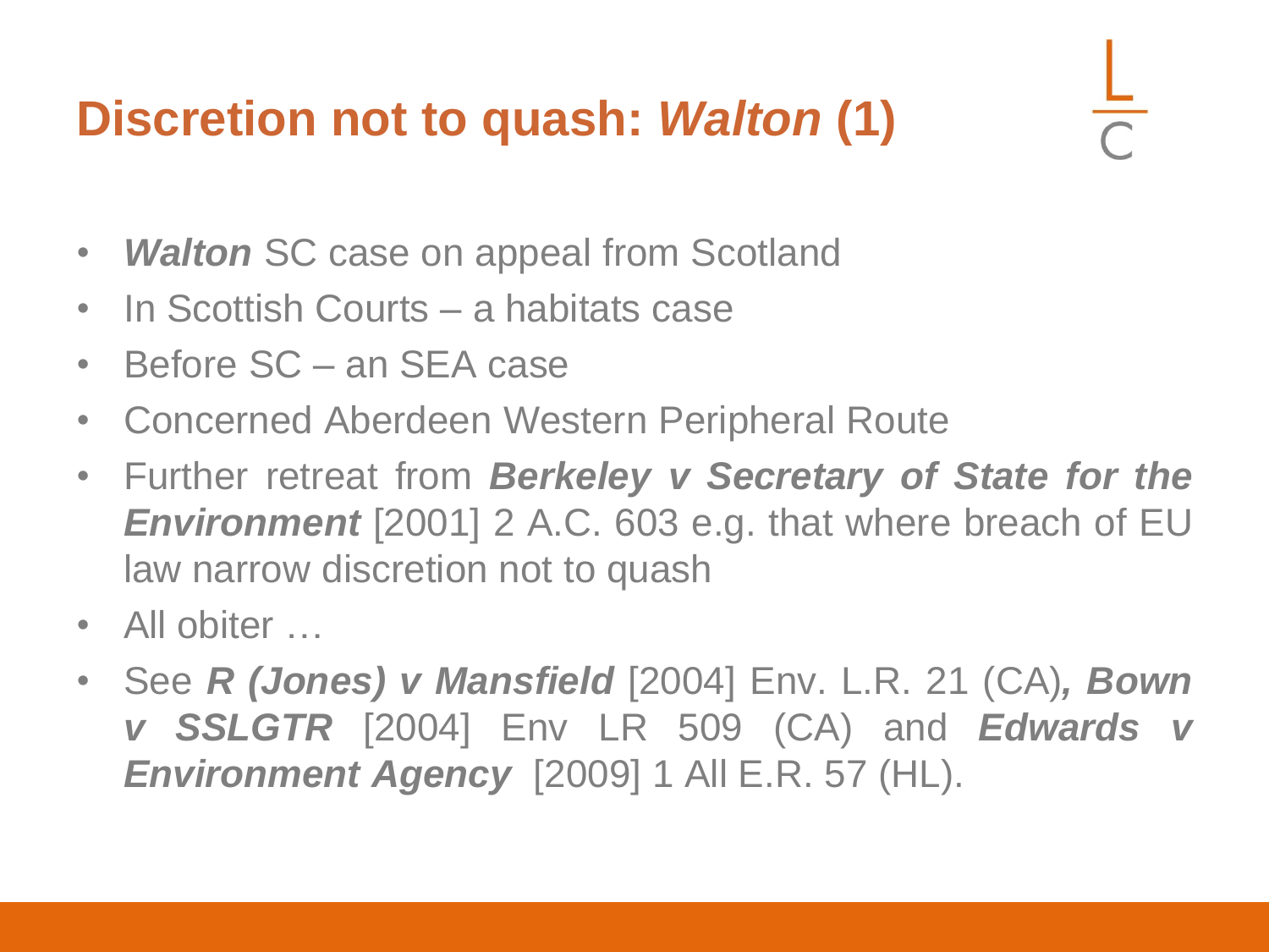# Discretion not to quash: *Walton* (1)

- ***Walton*** SC case on appeal from Scotland
- In Scottish Courts – a habitats case
- Before SC – an SEA case
- Concerned Aberdeen Western Peripheral Route
- Further retreat from ***Berkeley v Secretary of State for the Environment*** [2001] 2 A.C. 603 e.g. that where breach of EU law narrow discretion not to quash
- All obiter …
- See ***R (Jones) v Mansfield*** [2004] Env. L.R. 21 (CA)***, Bown v SSLGTR*** [2004] Env LR 509 (CA) and ***Edwards v Environment Agency*** [2009] 1 All E.R. 57 (HL).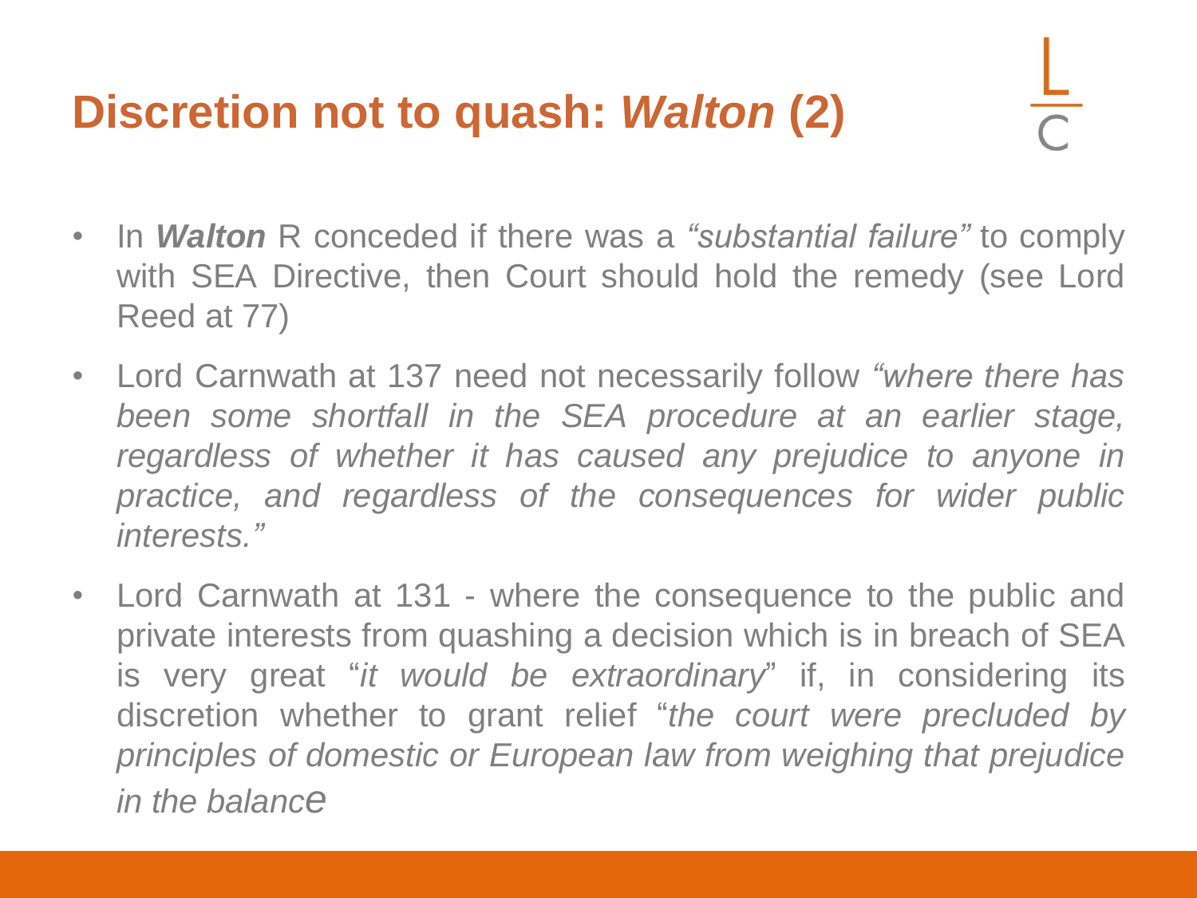# Discretion not to quash: *Walton* (2)

- In ***Walton*** R conceded if there was a *"substantial failure"* to comply with SEA Directive, then Court should hold the remedy (see Lord Reed at 77)
- Lord Carnwath at 137 need not necessarily follow *"where there has been some shortfall in the SEA procedure at an earlier stage, regardless of whether it has caused any prejudice to anyone in practice, and regardless of the consequences for wider public interests."*
- Lord Carnwath at 131 - where the consequence to the public and private interests from quashing a decision which is in breach of SEA is very great "*it would be extraordinary*" if, in considering its discretion whether to grant relief "*the court were precluded by principles of domestic or European law from weighing that prejudice in the balance*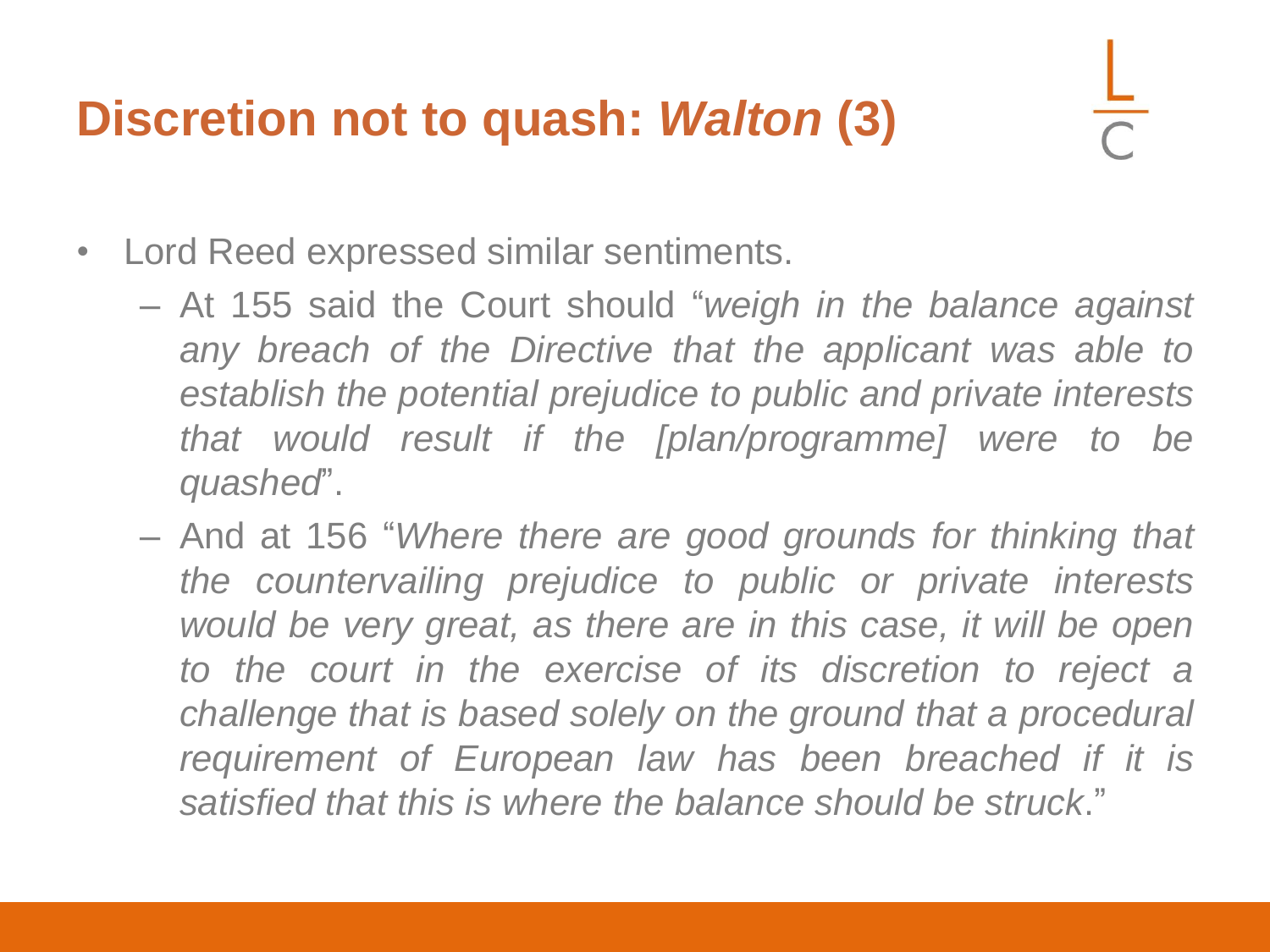# Discretion not to quash: *Walton* (3)

- Lord Reed expressed similar sentiments.
  - At 155 said the Court should "*weigh in the balance against any breach of the Directive that the applicant was able to establish the potential prejudice to public and private interests that would result if the [plan/programme] were to be quashed*".
  - And at 156 "*Where there are good grounds for thinking that the countervailing prejudice to public or private interests would be very great, as there are in this case, it will be open to the court in the exercise of its discretion to reject a challenge that is based solely on the ground that a procedural requirement of European law has been breached if it is satisfied that this is where the balance should be struck*."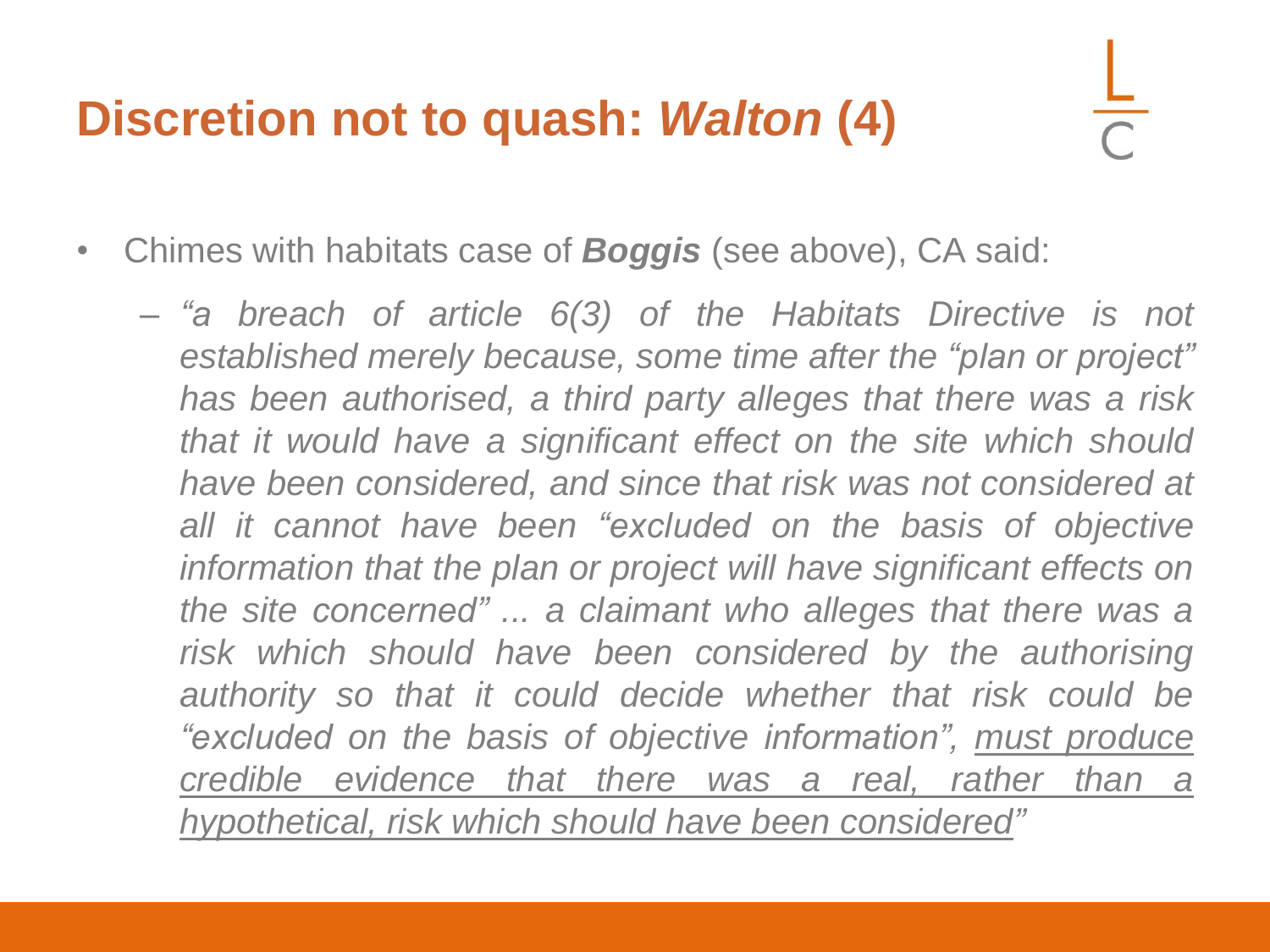# Discretion not to quash: *Walton* (4)

- Chimes with habitats case of ***Boggis*** (see above), CA said:
  - *"a breach of article 6(3) of the Habitats Directive is not established merely because, some time after the "plan or project" has been authorised, a third party alleges that there was a risk that it would have a significant effect on the site which should have been considered, and since that risk was not considered at all it cannot have been "excluded on the basis of objective information that the plan or project will have significant effects on the site concerned" ... a claimant who alleges that there was a risk which should have been considered by the authorising authority so that it could decide whether that risk could be "excluded on the basis of objective information", <u>must produce credible evidence that there was a real, rather than a hypothetical, risk which should have been considered</u>"*